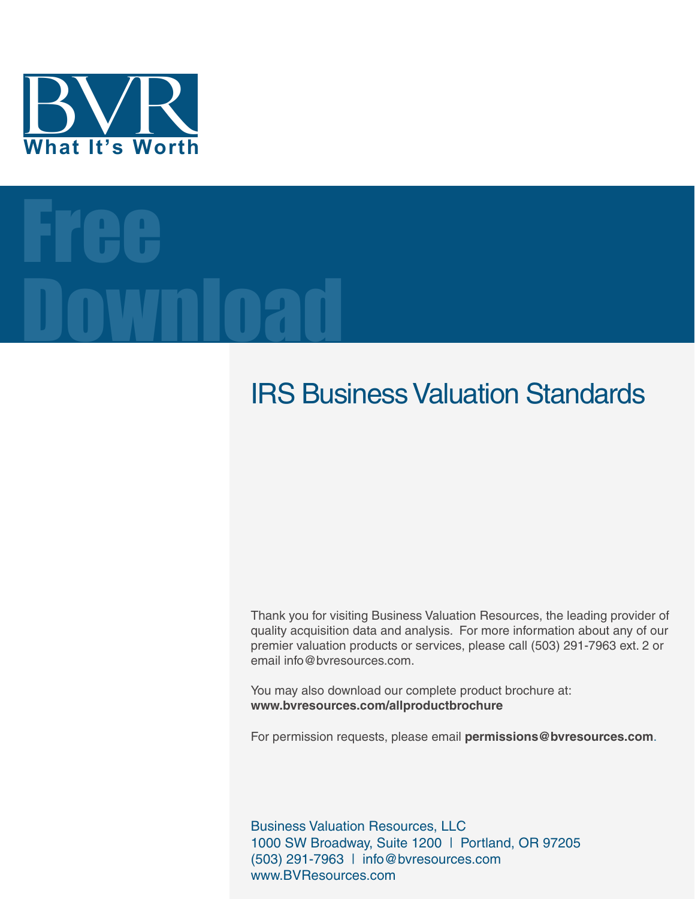BVR

What It's Worth

# Free Download

## IRS Business Valuation Standards

Thank you for visiting Business Valuation Resources, the leading provider of quality acquisition data and analysis. For more information about any of our premier valuation products or services, please call (503) 291-7963 ext. 2 or email info@bvresources.com.

You may also download our complete product brochure at: **www.bvresources.com/allproductbrochure**

For permission requests, please email **permissions@bvresources.com**.

Business Valuation Resources, LLC
1000 SW Broadway, Suite 1200 | Portland, OR 97205
(503) 291-7963 | info@bvresources.com
www.BVResources.com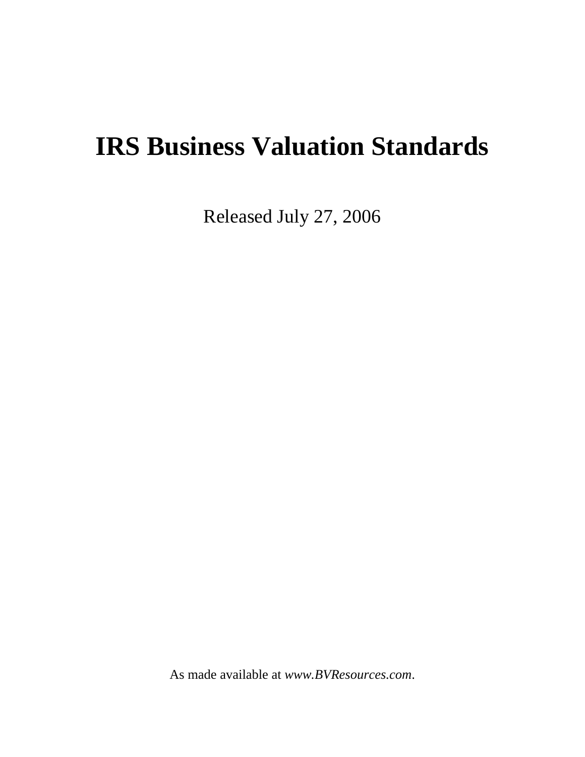# IRS Business Valuation Standards

Released July 27, 2006

As made available at *www.BVResources.com*.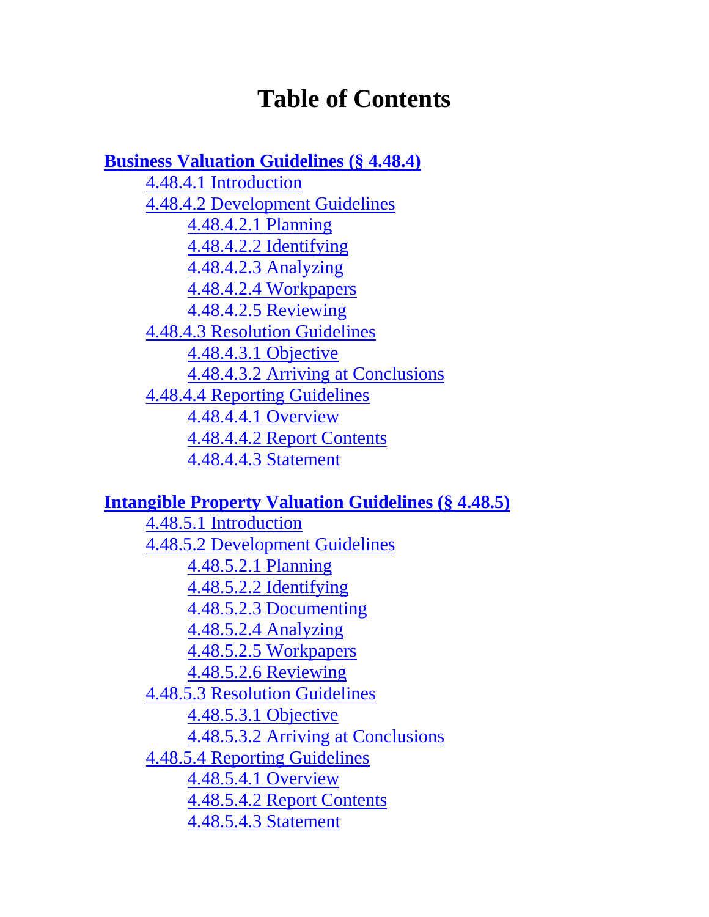# Table of Contents

**Business Valuation Guidelines (§ 4.48.4)**

- 4.48.4.1 Introduction
- 4.48.4.2 Development Guidelines
  - 4.48.4.2.1 Planning
  - 4.48.4.2.2 Identifying
  - 4.48.4.2.3 Analyzing
  - 4.48.4.2.4 Workpapers
  - 4.48.4.2.5 Reviewing
- 4.48.4.3 Resolution Guidelines
  - 4.48.4.3.1 Objective
  - 4.48.4.3.2 Arriving at Conclusions
- 4.48.4.4 Reporting Guidelines
  - 4.48.4.4.1 Overview
  - 4.48.4.4.2 Report Contents
  - 4.48.4.4.3 Statement

**Intangible Property Valuation Guidelines (§ 4.48.5)**

- 4.48.5.1 Introduction
- 4.48.5.2 Development Guidelines
  - 4.48.5.2.1 Planning
  - 4.48.5.2.2 Identifying
  - 4.48.5.2.3 Documenting
  - 4.48.5.2.4 Analyzing
  - 4.48.5.2.5 Workpapers
  - 4.48.5.2.6 Reviewing
- 4.48.5.3 Resolution Guidelines
  - 4.48.5.3.1 Objective
  - 4.48.5.3.2 Arriving at Conclusions
- 4.48.5.4 Reporting Guidelines
  - 4.48.5.4.1 Overview
  - 4.48.5.4.2 Report Contents
  - 4.48.5.4.3 Statement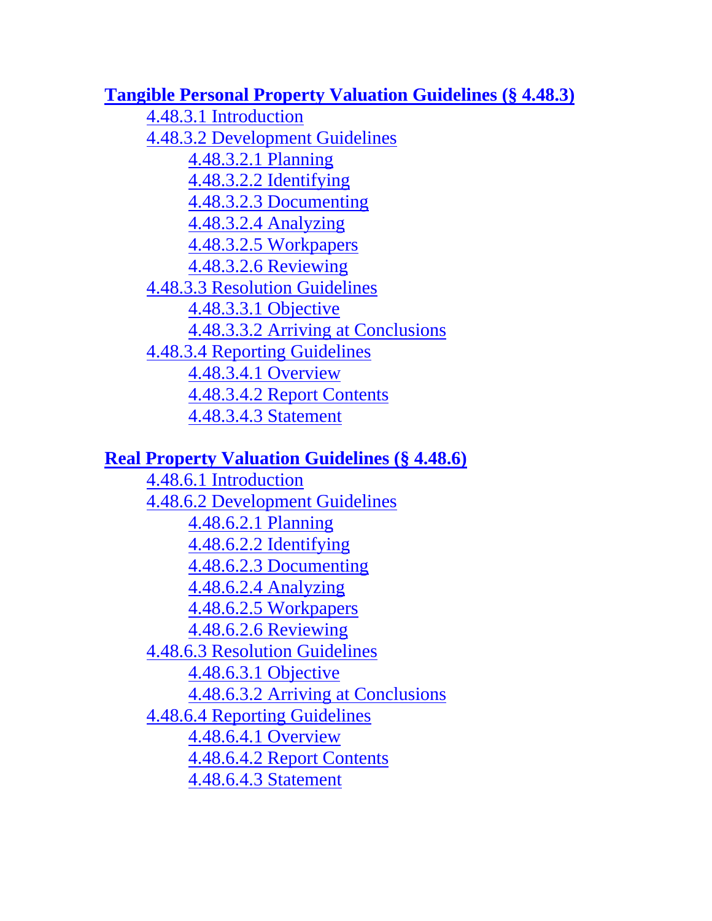**Tangible Personal Property Valuation Guidelines (§ 4.48.3)**

- 4.48.3.1 Introduction
- 4.48.3.2 Development Guidelines
    - 4.48.3.2.1 Planning
    - 4.48.3.2.2 Identifying
    - 4.48.3.2.3 Documenting
    - 4.48.3.2.4 Analyzing
    - 4.48.3.2.5 Workpapers
    - 4.48.3.2.6 Reviewing
- 4.48.3.3 Resolution Guidelines
    - 4.48.3.3.1 Objective
    - 4.48.3.3.2 Arriving at Conclusions
- 4.48.3.4 Reporting Guidelines
    - 4.48.3.4.1 Overview
    - 4.48.3.4.2 Report Contents
    - 4.48.3.4.3 Statement

**Real Property Valuation Guidelines (§ 4.48.6)**

- 4.48.6.1 Introduction
- 4.48.6.2 Development Guidelines
    - 4.48.6.2.1 Planning
    - 4.48.6.2.2 Identifying
    - 4.48.6.2.3 Documenting
    - 4.48.6.2.4 Analyzing
    - 4.48.6.2.5 Workpapers
    - 4.48.6.2.6 Reviewing
- 4.48.6.3 Resolution Guidelines
    - 4.48.6.3.1 Objective
    - 4.48.6.3.2 Arriving at Conclusions
- 4.48.6.4 Reporting Guidelines
    - 4.48.6.4.1 Overview
    - 4.48.6.4.2 Report Contents
    - 4.48.6.4.3 Statement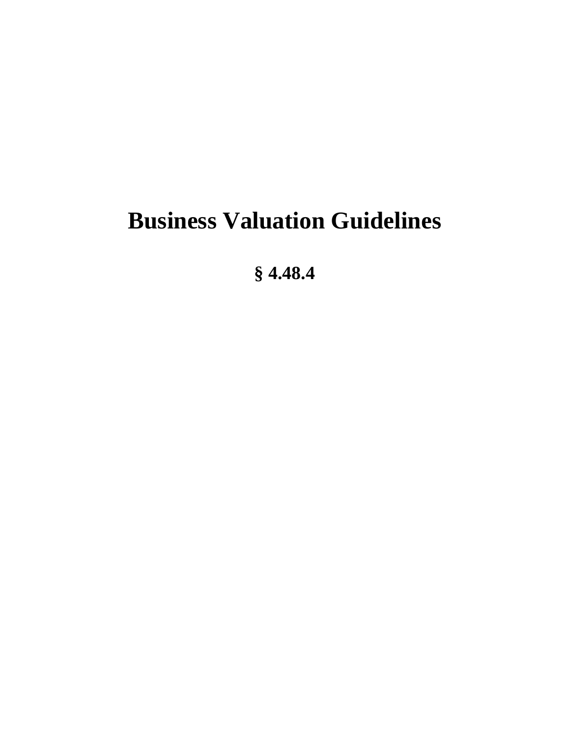# Business Valuation Guidelines

## § 4.48.4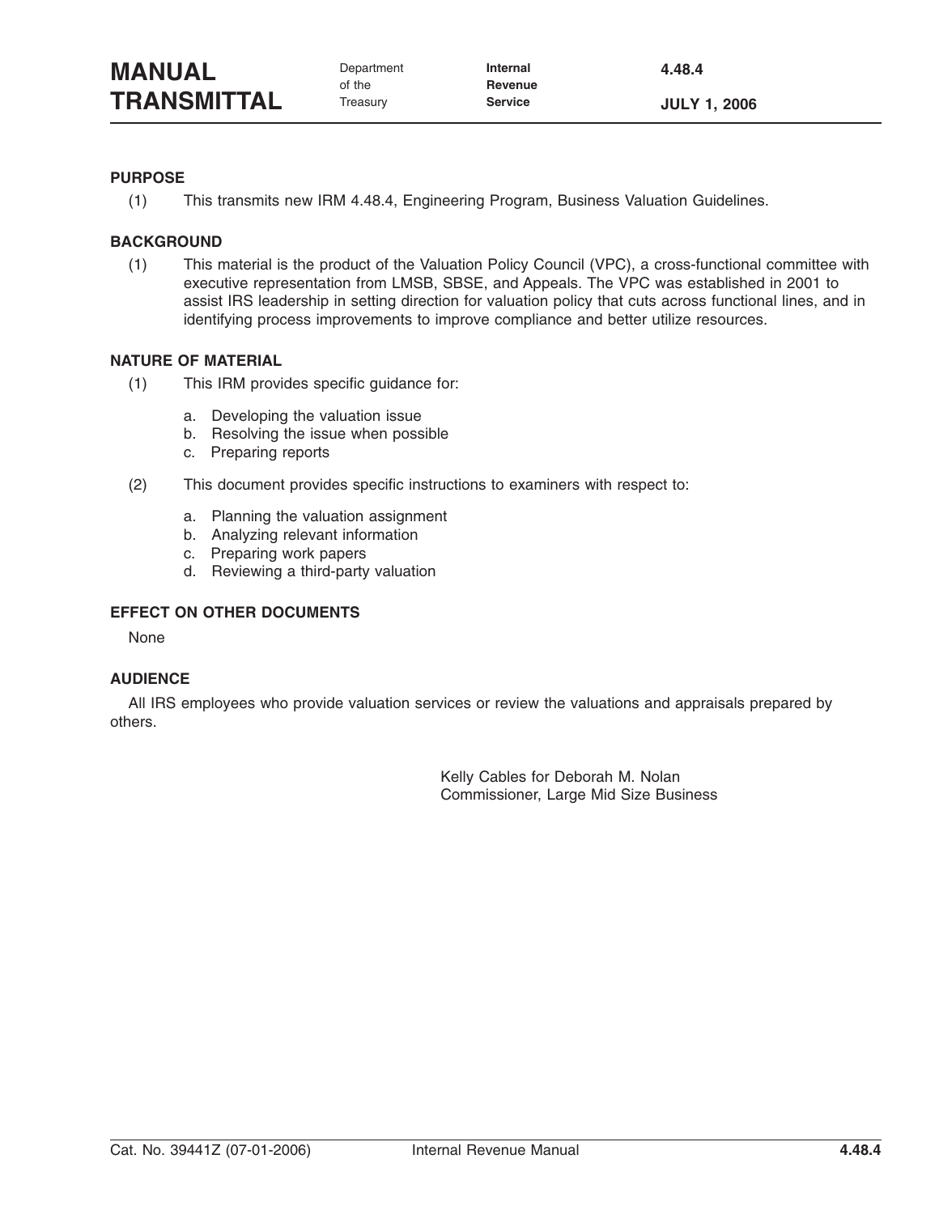# MANUAL TRANSMITTAL

Department of the Treasury — Internal Revenue Service

**4.48.4**

**JULY 1, 2006**

## PURPOSE

(1) This transmits new IRM 4.48.4, Engineering Program, Business Valuation Guidelines.

## BACKGROUND

(1) This material is the product of the Valuation Policy Council (VPC), a cross-functional committee with executive representation from LMSB, SBSE, and Appeals. The VPC was established in 2001 to assist IRS leadership in setting direction for valuation policy that cuts across functional lines, and in identifying process improvements to improve compliance and better utilize resources.

## NATURE OF MATERIAL

(1) This IRM provides specific guidance for:

a. Developing the valuation issue
b. Resolving the issue when possible
c. Preparing reports

(2) This document provides specific instructions to examiners with respect to:

a. Planning the valuation assignment
b. Analyzing relevant information
c. Preparing work papers
d. Reviewing a third-party valuation

## EFFECT ON OTHER DOCUMENTS

None

## AUDIENCE

All IRS employees who provide valuation services or review the valuations and appraisals prepared by others.

Kelly Cables for Deborah M. Nolan
Commissioner, Large Mid Size Business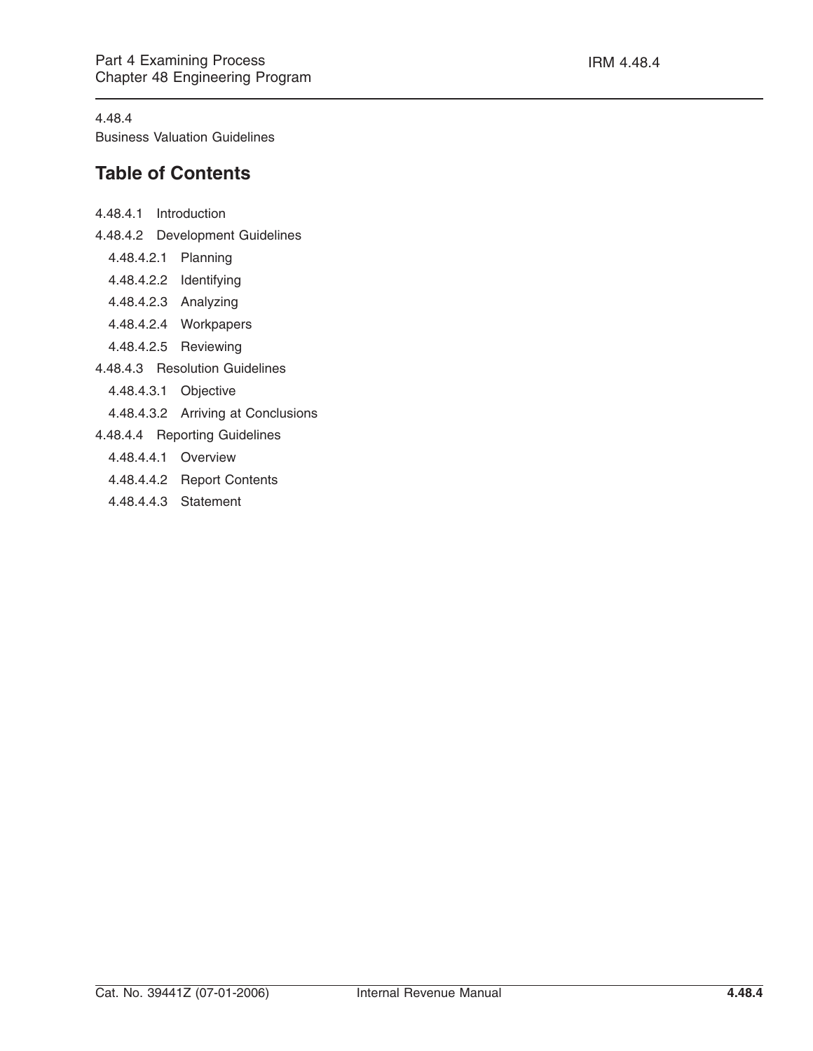4.48.4

Business Valuation Guidelines

## Table of Contents

- 4.48.4.1 Introduction
- 4.48.4.2 Development Guidelines
  - 4.48.4.2.1 Planning
  - 4.48.4.2.2 Identifying
  - 4.48.4.2.3 Analyzing
  - 4.48.4.2.4 Workpapers
  - 4.48.4.2.5 Reviewing
- 4.48.4.3 Resolution Guidelines
  - 4.48.4.3.1 Objective
  - 4.48.4.3.2 Arriving at Conclusions
- 4.48.4.4 Reporting Guidelines
  - 4.48.4.4.1 Overview
  - 4.48.4.4.2 Report Contents
  - 4.48.4.4.3 Statement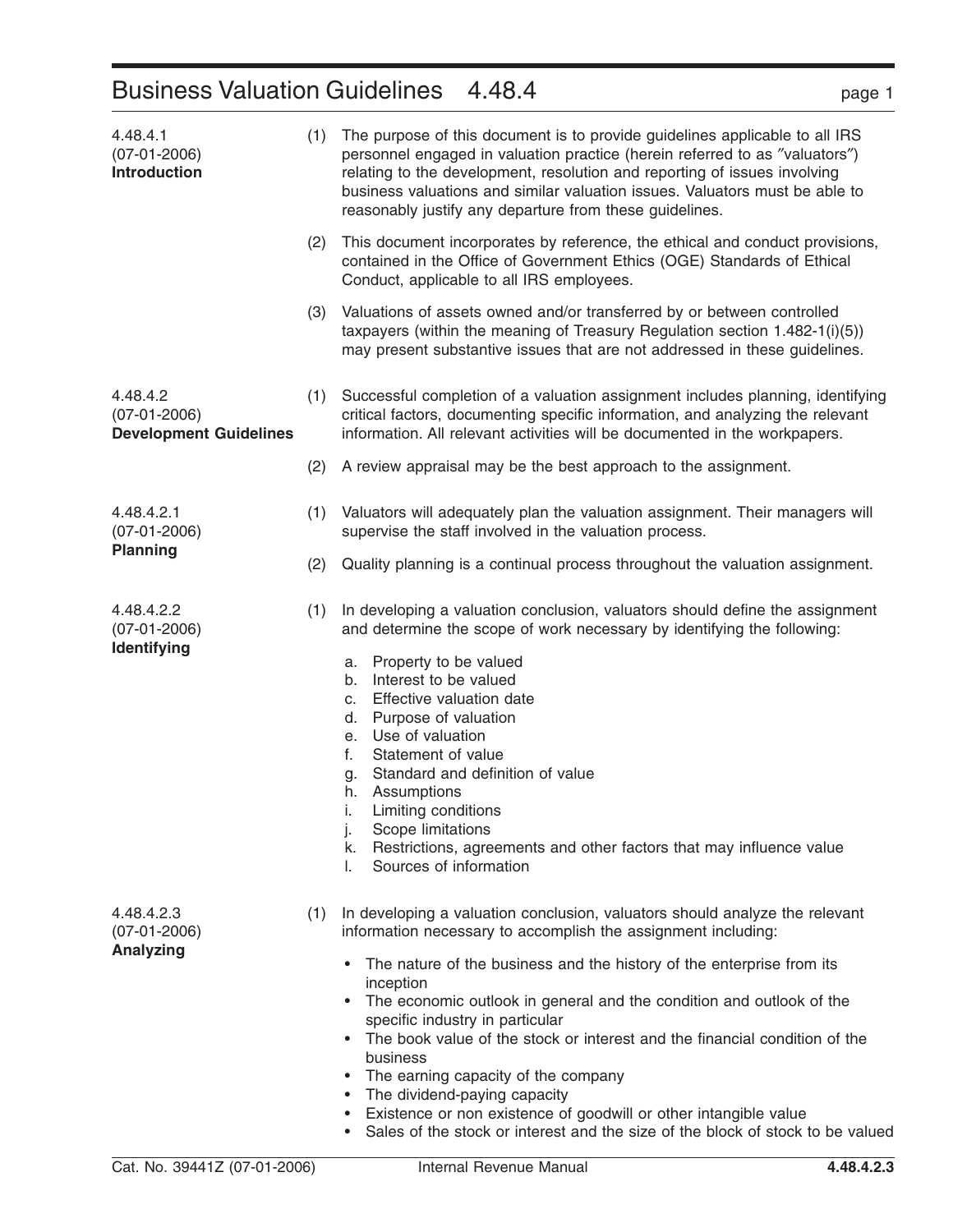# Business Valuation Guidelines 4.48.4

## 4.48.4.1 (07-01-2006) Introduction

(1) The purpose of this document is to provide guidelines applicable to all IRS personnel engaged in valuation practice (herein referred to as "valuators") relating to the development, resolution and reporting of issues involving business valuations and similar valuation issues. Valuators must be able to reasonably justify any departure from these guidelines.

(2) This document incorporates by reference, the ethical and conduct provisions, contained in the Office of Government Ethics (OGE) Standards of Ethical Conduct, applicable to all IRS employees.

(3) Valuations of assets owned and/or transferred by or between controlled taxpayers (within the meaning of Treasury Regulation section 1.482-1(i)(5)) may present substantive issues that are not addressed in these guidelines.

## 4.48.4.2 (07-01-2006) Development Guidelines

(1) Successful completion of a valuation assignment includes planning, identifying critical factors, documenting specific information, and analyzing the relevant information. All relevant activities will be documented in the workpapers.

(2) A review appraisal may be the best approach to the assignment.

### 4.48.4.2.1 (07-01-2006) Planning

(1) Valuators will adequately plan the valuation assignment. Their managers will supervise the staff involved in the valuation process.

(2) Quality planning is a continual process throughout the valuation assignment.

### 4.48.4.2.2 (07-01-2006) Identifying

(1) In developing a valuation conclusion, valuators should define the assignment and determine the scope of work necessary by identifying the following:

a. Property to be valued
b. Interest to be valued
c. Effective valuation date
d. Purpose of valuation
e. Use of valuation
f. Statement of value
g. Standard and definition of value
h. Assumptions
i. Limiting conditions
j. Scope limitations
k. Restrictions, agreements and other factors that may influence value
l. Sources of information

### 4.48.4.2.3 (07-01-2006) Analyzing

(1) In developing a valuation conclusion, valuators should analyze the relevant information necessary to accomplish the assignment including:

- The nature of the business and the history of the enterprise from its inception
- The economic outlook in general and the condition and outlook of the specific industry in particular
- The book value of the stock or interest and the financial condition of the business
- The earning capacity of the company
- The dividend-paying capacity
- Existence or non existence of goodwill or other intangible value
- Sales of the stock or interest and the size of the block of stock to be valued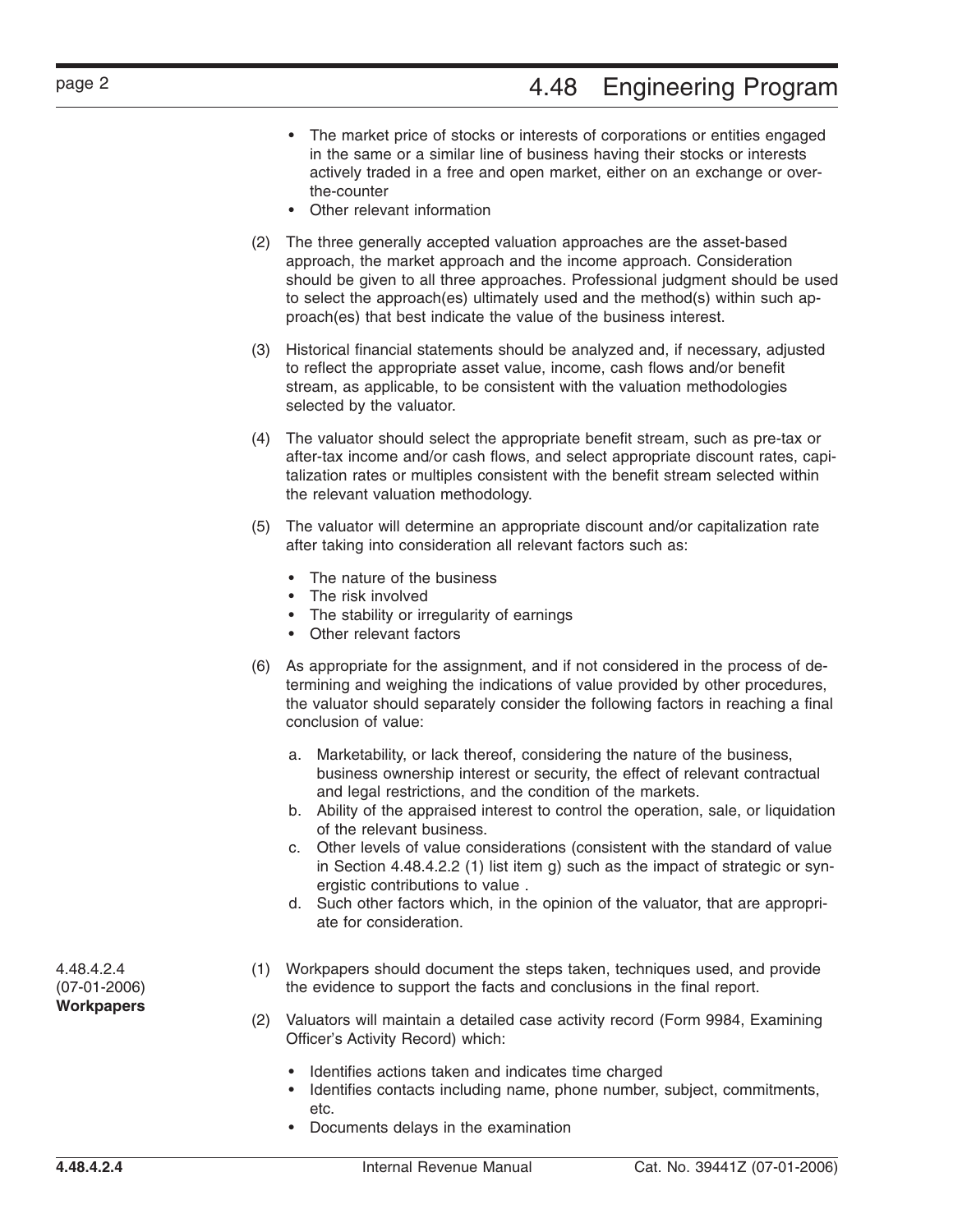- The market price of stocks or interests of corporations or entities engaged in the same or a similar line of business having their stocks or interests actively traded in a free and open market, either on an exchange or over-the-counter
- Other relevant information

(2) The three generally accepted valuation approaches are the asset-based approach, the market approach and the income approach. Consideration should be given to all three approaches. Professional judgment should be used to select the approach(es) ultimately used and the method(s) within such approach(es) that best indicate the value of the business interest.

(3) Historical financial statements should be analyzed and, if necessary, adjusted to reflect the appropriate asset value, income, cash flows and/or benefit stream, as applicable, to be consistent with the valuation methodologies selected by the valuator.

(4) The valuator should select the appropriate benefit stream, such as pre-tax or after-tax income and/or cash flows, and select appropriate discount rates, capitalization rates or multiples consistent with the benefit stream selected within the relevant valuation methodology.

(5) The valuator will determine an appropriate discount and/or capitalization rate after taking into consideration all relevant factors such as:

- The nature of the business
- The risk involved
- The stability or irregularity of earnings
- Other relevant factors

(6) As appropriate for the assignment, and if not considered in the process of determining and weighing the indications of value provided by other procedures, the valuator should separately consider the following factors in reaching a final conclusion of value:

a. Marketability, or lack thereof, considering the nature of the business, business ownership interest or security, the effect of relevant contractual and legal restrictions, and the condition of the markets.
b. Ability of the appraised interest to control the operation, sale, or liquidation of the relevant business.
c. Other levels of value considerations (consistent with the standard of value in Section 4.48.4.2.2 (1) list item g) such as the impact of strategic or synergistic contributions to value .
d. Such other factors which, in the opinion of the valuator, that are appropriate for consideration.

### 4.48.4.2.4 (07-01-2006) **Workpapers**

(1) Workpapers should document the steps taken, techniques used, and provide the evidence to support the facts and conclusions in the final report.

(2) Valuators will maintain a detailed case activity record (Form 9984, Examining Officer's Activity Record) which:

- Identifies actions taken and indicates time charged
- Identifies contacts including name, phone number, subject, commitments, etc.
- Documents delays in the examination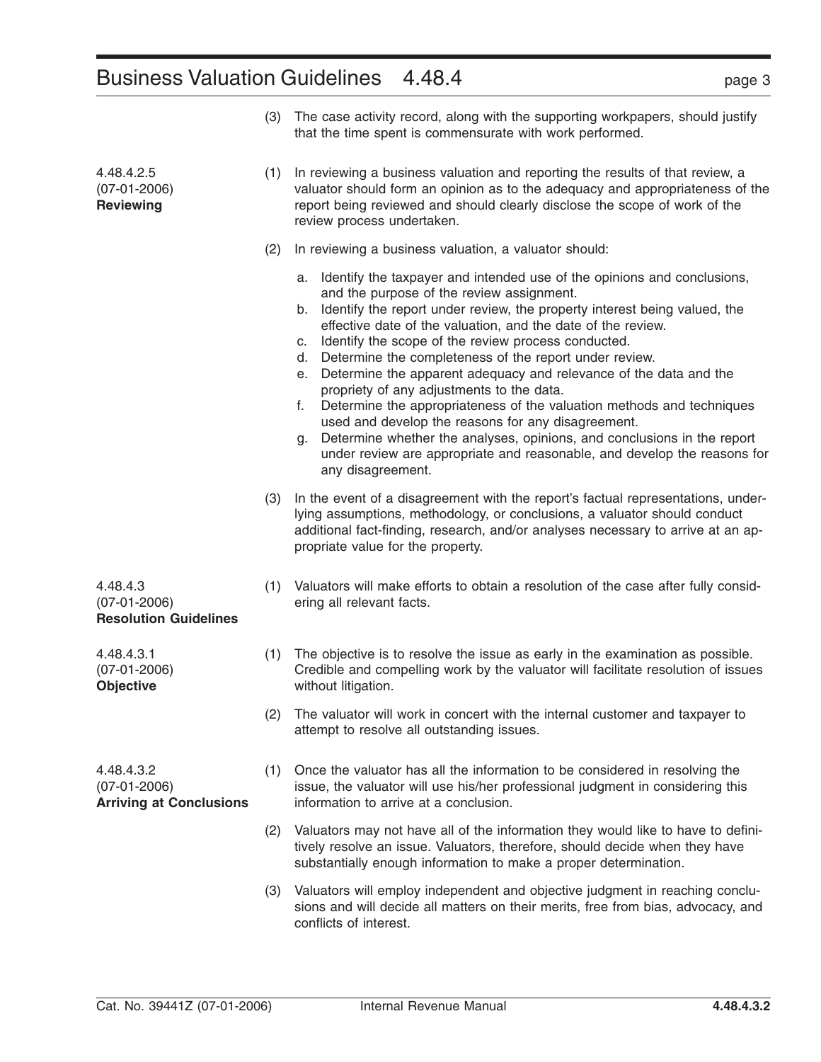(3) The case activity record, along with the supporting workpapers, should justify that the time spent is commensurate with work performed.

### 4.48.4.2.5 (07-01-2006) Reviewing

(1) In reviewing a business valuation and reporting the results of that review, a valuator should form an opinion as to the adequacy and appropriateness of the report being reviewed and should clearly disclose the scope of work of the review process undertaken.

(2) In reviewing a business valuation, a valuator should:

a. Identify the taxpayer and intended use of the opinions and conclusions, and the purpose of the review assignment.
b. Identify the report under review, the property interest being valued, the effective date of the valuation, and the date of the review.
c. Identify the scope of the review process conducted.
d. Determine the completeness of the report under review.
e. Determine the apparent adequacy and relevance of the data and the propriety of any adjustments to the data.
f. Determine the appropriateness of the valuation methods and techniques used and develop the reasons for any disagreement.
g. Determine whether the analyses, opinions, and conclusions in the report under review are appropriate and reasonable, and develop the reasons for any disagreement.

(3) In the event of a disagreement with the report's factual representations, underlying assumptions, methodology, or conclusions, a valuator should conduct additional fact-finding, research, and/or analyses necessary to arrive at an appropriate value for the property.

## 4.48.4.3 (07-01-2006) Resolution Guidelines

(1) Valuators will make efforts to obtain a resolution of the case after fully considering all relevant facts.

### 4.48.4.3.1 (07-01-2006) Objective

(1) The objective is to resolve the issue as early in the examination as possible. Credible and compelling work by the valuator will facilitate resolution of issues without litigation.

(2) The valuator will work in concert with the internal customer and taxpayer to attempt to resolve all outstanding issues.

### 4.48.4.3.2 (07-01-2006) Arriving at Conclusions

(1) Once the valuator has all the information to be considered in resolving the issue, the valuator will use his/her professional judgment in considering this information to arrive at a conclusion.

(2) Valuators may not have all of the information they would like to have to definitively resolve an issue. Valuators, therefore, should decide when they have substantially enough information to make a proper determination.

(3) Valuators will employ independent and objective judgment in reaching conclusions and will decide all matters on their merits, free from bias, advocacy, and conflicts of interest.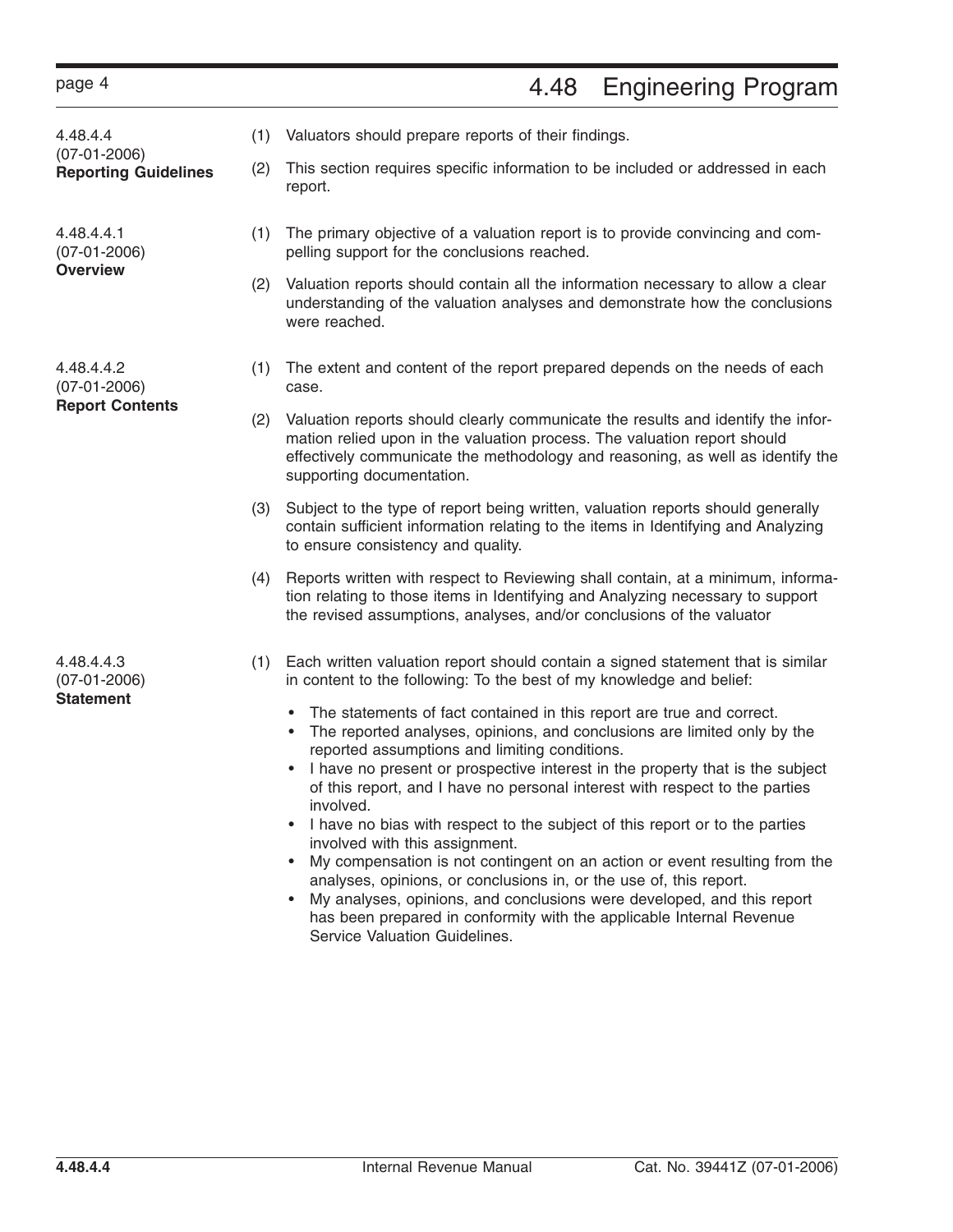## 4.48.4.4 (07-01-2006) Reporting Guidelines

(1) Valuators should prepare reports of their findings.

(2) This section requires specific information to be included or addressed in each report.

### 4.48.4.4.1 (07-01-2006) Overview

(1) The primary objective of a valuation report is to provide convincing and compelling support for the conclusions reached.

(2) Valuation reports should contain all the information necessary to allow a clear understanding of the valuation analyses and demonstrate how the conclusions were reached.

### 4.48.4.4.2 (07-01-2006) Report Contents

(1) The extent and content of the report prepared depends on the needs of each case.

(2) Valuation reports should clearly communicate the results and identify the information relied upon in the valuation process. The valuation report should effectively communicate the methodology and reasoning, as well as identify the supporting documentation.

(3) Subject to the type of report being written, valuation reports should generally contain sufficient information relating to the items in Identifying and Analyzing to ensure consistency and quality.

(4) Reports written with respect to Reviewing shall contain, at a minimum, information relating to those items in Identifying and Analyzing necessary to support the revised assumptions, analyses, and/or conclusions of the valuator

### 4.48.4.4.3 (07-01-2006) Statement

(1) Each written valuation report should contain a signed statement that is similar in content to the following: To the best of my knowledge and belief:

- The statements of fact contained in this report are true and correct.
- The reported analyses, opinions, and conclusions are limited only by the reported assumptions and limiting conditions.
- I have no present or prospective interest in the property that is the subject of this report, and I have no personal interest with respect to the parties involved.
- I have no bias with respect to the subject of this report or to the parties involved with this assignment.
- My compensation is not contingent on an action or event resulting from the analyses, opinions, or conclusions in, or the use of, this report.
- My analyses, opinions, and conclusions were developed, and this report has been prepared in conformity with the applicable Internal Revenue Service Valuation Guidelines.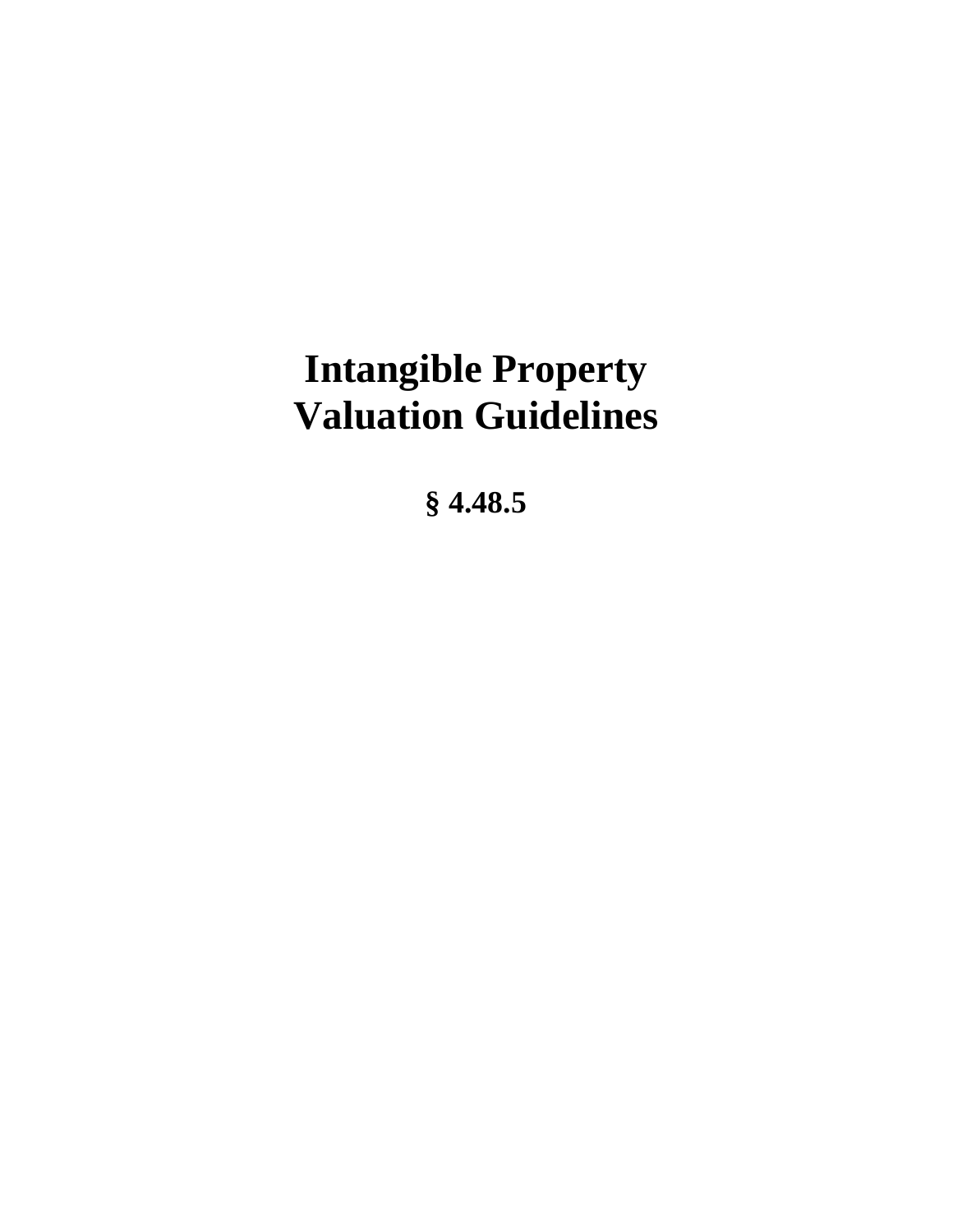# Intangible Property Valuation Guidelines

**§ 4.48.5**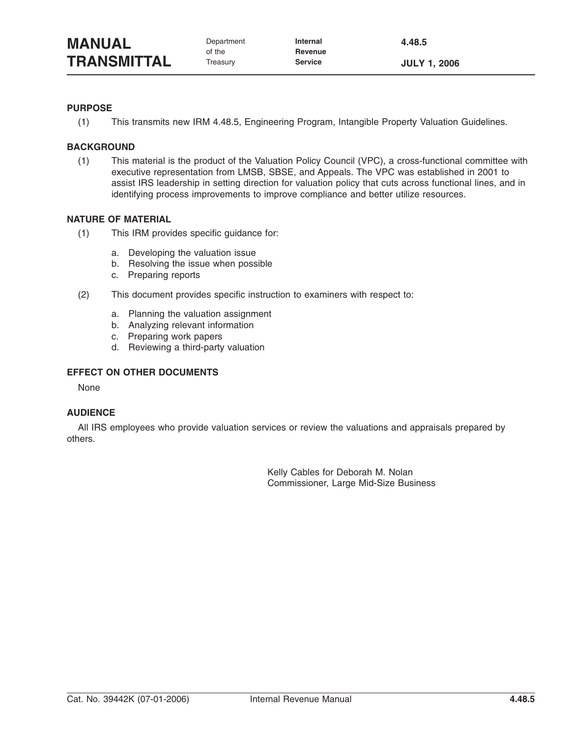# MANUAL TRANSMITTAL

Department of the Treasury | Internal Revenue Service | 4.48.5 | JULY 1, 2006

## PURPOSE

(1) This transmits new IRM 4.48.5, Engineering Program, Intangible Property Valuation Guidelines.

## BACKGROUND

(1) This material is the product of the Valuation Policy Council (VPC), a cross-functional committee with executive representation from LMSB, SBSE, and Appeals. The VPC was established in 2001 to assist IRS leadership in setting direction for valuation policy that cuts across functional lines, and in identifying process improvements to improve compliance and better utilize resources.

## NATURE OF MATERIAL

(1) This IRM provides specific guidance for:

a. Developing the valuation issue
b. Resolving the issue when possible
c. Preparing reports

(2) This document provides specific instruction to examiners with respect to:

a. Planning the valuation assignment
b. Analyzing relevant information
c. Preparing work papers
d. Reviewing a third-party valuation

## EFFECT ON OTHER DOCUMENTS

None

## AUDIENCE

All IRS employees who provide valuation services or review the valuations and appraisals prepared by others.

Kelly Cables for Deborah M. Nolan
Commissioner, Large Mid-Size Business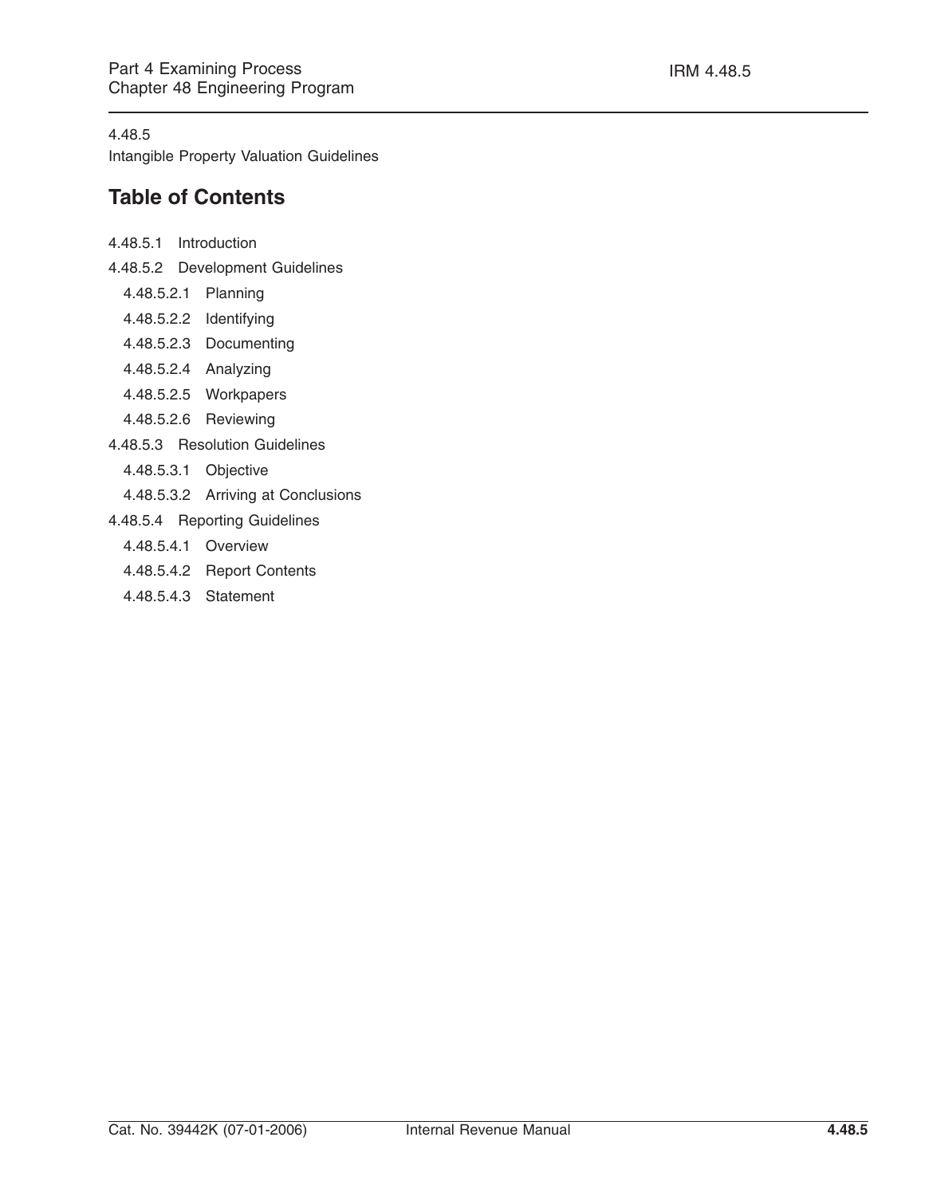4.48.5
Intangible Property Valuation Guidelines

## Table of Contents

- 4.48.5.1 Introduction
- 4.48.5.2 Development Guidelines
  - 4.48.5.2.1 Planning
  - 4.48.5.2.2 Identifying
  - 4.48.5.2.3 Documenting
  - 4.48.5.2.4 Analyzing
  - 4.48.5.2.5 Workpapers
  - 4.48.5.2.6 Reviewing
- 4.48.5.3 Resolution Guidelines
  - 4.48.5.3.1 Objective
  - 4.48.5.3.2 Arriving at Conclusions
- 4.48.5.4 Reporting Guidelines
  - 4.48.5.4.1 Overview
  - 4.48.5.4.2 Report Contents
  - 4.48.5.4.3 Statement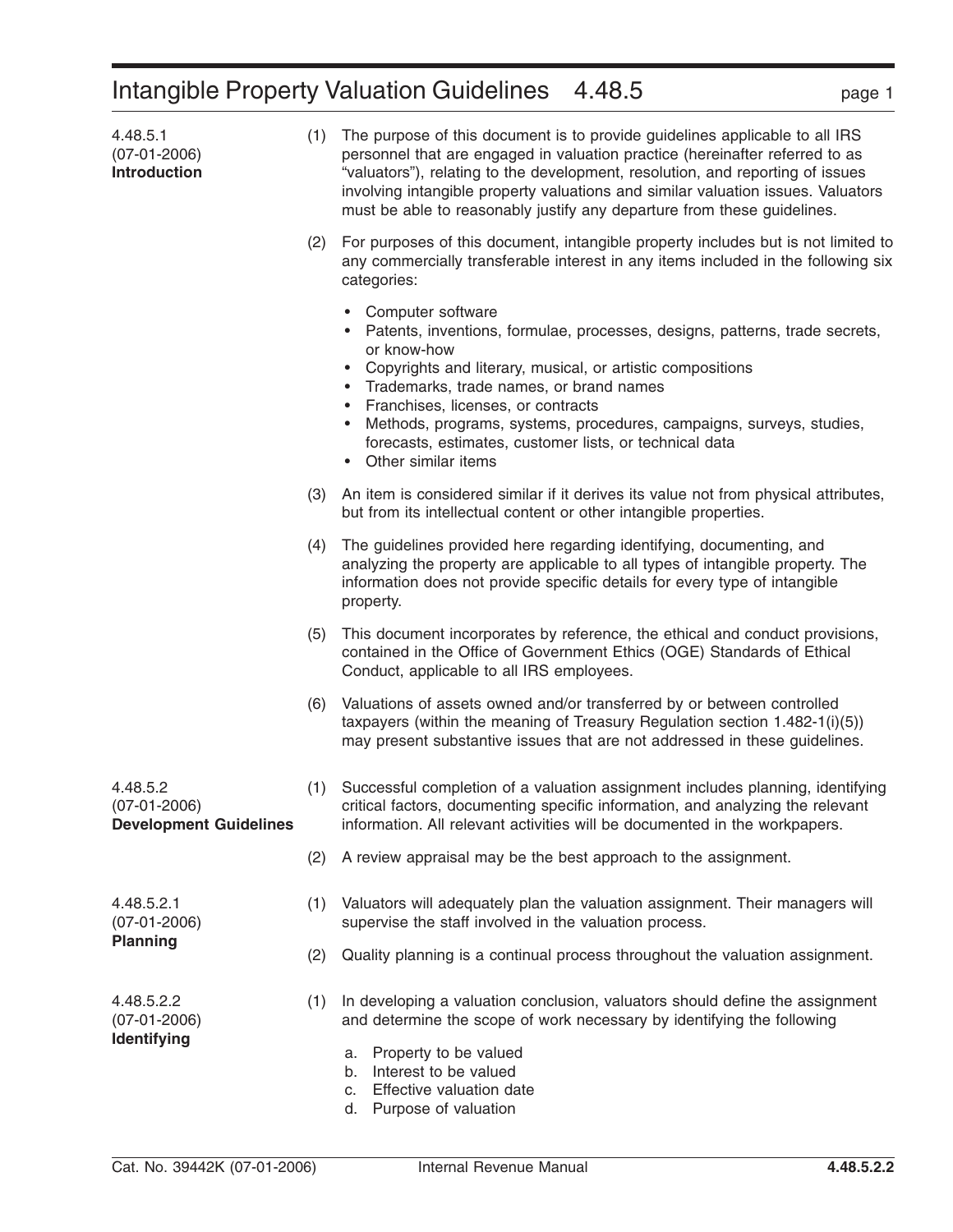# Intangible Property Valuation Guidelines 4.48.5

## 4.48.5.1 (07-01-2006) Introduction

(1) The purpose of this document is to provide guidelines applicable to all IRS personnel that are engaged in valuation practice (hereinafter referred to as "valuators"), relating to the development, resolution, and reporting of issues involving intangible property valuations and similar valuation issues. Valuators must be able to reasonably justify any departure from these guidelines.

(2) For purposes of this document, intangible property includes but is not limited to any commercially transferable interest in any items included in the following six categories:

- Computer software
- Patents, inventions, formulae, processes, designs, patterns, trade secrets, or know-how
- Copyrights and literary, musical, or artistic compositions
- Trademarks, trade names, or brand names
- Franchises, licenses, or contracts
- Methods, programs, systems, procedures, campaigns, surveys, studies, forecasts, estimates, customer lists, or technical data
- Other similar items

(3) An item is considered similar if it derives its value not from physical attributes, but from its intellectual content or other intangible properties.

(4) The guidelines provided here regarding identifying, documenting, and analyzing the property are applicable to all types of intangible property. The information does not provide specific details for every type of intangible property.

(5) This document incorporates by reference, the ethical and conduct provisions, contained in the Office of Government Ethics (OGE) Standards of Ethical Conduct, applicable to all IRS employees.

(6) Valuations of assets owned and/or transferred by or between controlled taxpayers (within the meaning of Treasury Regulation section 1.482-1(i)(5)) may present substantive issues that are not addressed in these guidelines.

## 4.48.5.2 (07-01-2006) Development Guidelines

(1) Successful completion of a valuation assignment includes planning, identifying critical factors, documenting specific information, and analyzing the relevant information. All relevant activities will be documented in the workpapers.

(2) A review appraisal may be the best approach to the assignment.

### 4.48.5.2.1 (07-01-2006) Planning

(1) Valuators will adequately plan the valuation assignment. Their managers will supervise the staff involved in the valuation process.

(2) Quality planning is a continual process throughout the valuation assignment.

### 4.48.5.2.2 (07-01-2006) Identifying

(1) In developing a valuation conclusion, valuators should define the assignment and determine the scope of work necessary by identifying the following

a. Property to be valued
b. Interest to be valued
c. Effective valuation date
d. Purpose of valuation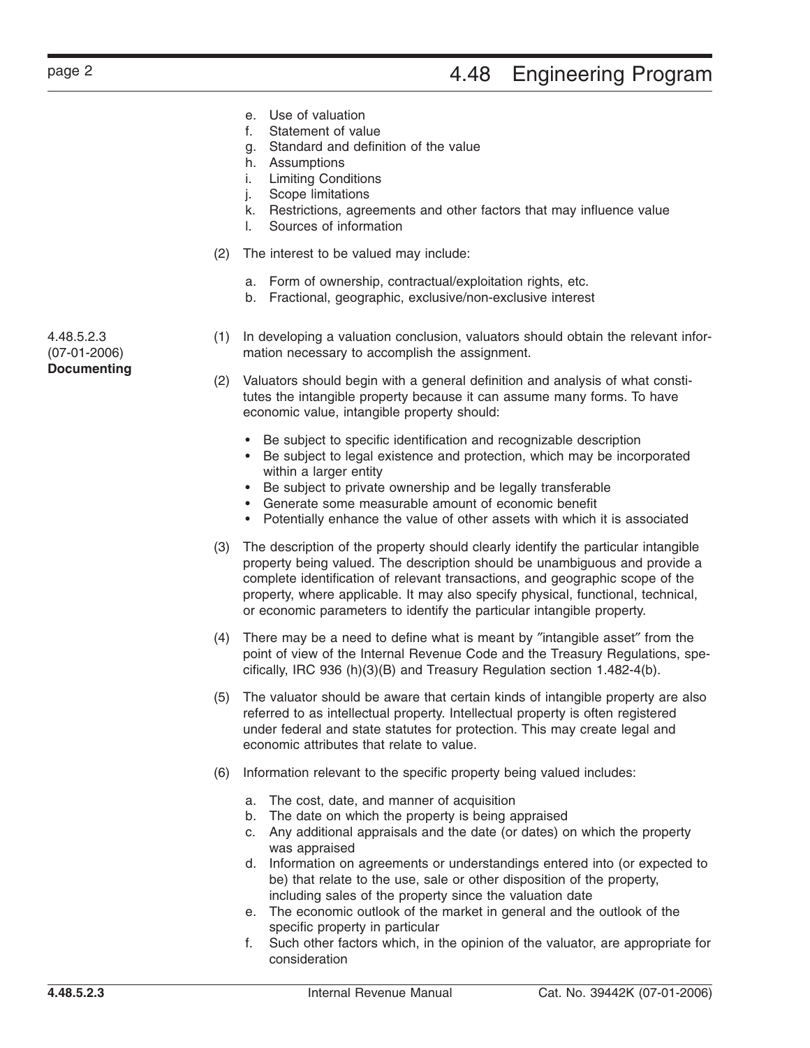e. Use of valuation
f. Statement of value
g. Standard and definition of the value
h. Assumptions
i. Limiting Conditions
j. Scope limitations
k. Restrictions, agreements and other factors that may influence value
l. Sources of information

(2) The interest to be valued may include:

a. Form of ownership, contractual/exploitation rights, etc.
b. Fractional, geographic, exclusive/non-exclusive interest

### 4.48.5.2.3 (07-01-2006) **Documenting**

(1) In developing a valuation conclusion, valuators should obtain the relevant information necessary to accomplish the assignment.

(2) Valuators should begin with a general definition and analysis of what constitutes the intangible property because it can assume many forms. To have economic value, intangible property should:

- Be subject to specific identification and recognizable description
- Be subject to legal existence and protection, which may be incorporated within a larger entity
- Be subject to private ownership and be legally transferable
- Generate some measurable amount of economic benefit
- Potentially enhance the value of other assets with which it is associated

(3) The description of the property should clearly identify the particular intangible property being valued. The description should be unambiguous and provide a complete identification of relevant transactions, and geographic scope of the property, where applicable. It may also specify physical, functional, technical, or economic parameters to identify the particular intangible property.

(4) There may be a need to define what is meant by "intangible asset" from the point of view of the Internal Revenue Code and the Treasury Regulations, specifically, IRC 936 (h)(3)(B) and Treasury Regulation section 1.482-4(b).

(5) The valuator should be aware that certain kinds of intangible property are also referred to as intellectual property. Intellectual property is often registered under federal and state statutes for protection. This may create legal and economic attributes that relate to value.

(6) Information relevant to the specific property being valued includes:

a. The cost, date, and manner of acquisition
b. The date on which the property is being appraised
c. Any additional appraisals and the date (or dates) on which the property was appraised
d. Information on agreements or understandings entered into (or expected to be) that relate to the use, sale or other disposition of the property, including sales of the property since the valuation date
e. The economic outlook of the market in general and the outlook of the specific property in particular
f. Such other factors which, in the opinion of the valuator, are appropriate for consideration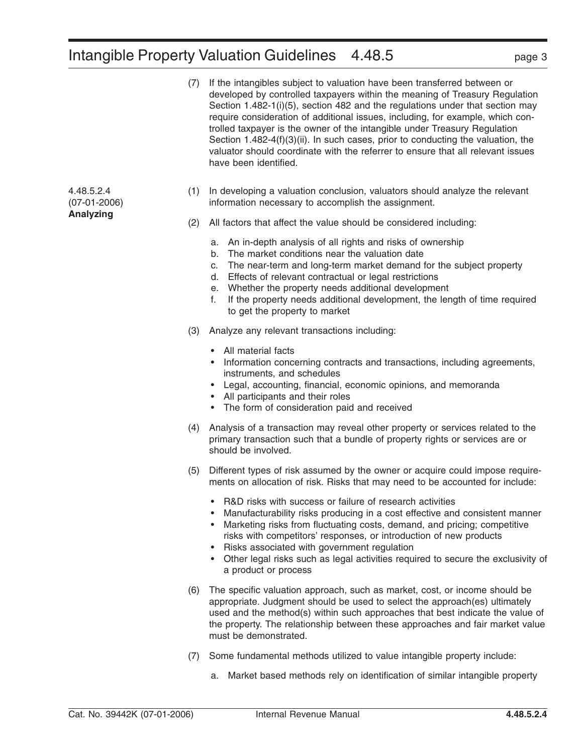(7) If the intangibles subject to valuation have been transferred between or developed by controlled taxpayers within the meaning of Treasury Regulation Section 1.482-1(i)(5), section 482 and the regulations under that section may require consideration of additional issues, including, for example, which controlled taxpayer is the owner of the intangible under Treasury Regulation Section 1.482-4(f)(3)(ii). In such cases, prior to conducting the valuation, the valuator should coordinate with the referrer to ensure that all relevant issues have been identified.

### 4.48.5.2.4 (07-01-2006) **Analyzing**

(1) In developing a valuation conclusion, valuators should analyze the relevant information necessary to accomplish the assignment.

(2) All factors that affect the value should be considered including:

a. An in-depth analysis of all rights and risks of ownership
b. The market conditions near the valuation date
c. The near-term and long-term market demand for the subject property
d. Effects of relevant contractual or legal restrictions
e. Whether the property needs additional development
f. If the property needs additional development, the length of time required to get the property to market

(3) Analyze any relevant transactions including:

- All material facts
- Information concerning contracts and transactions, including agreements, instruments, and schedules
- Legal, accounting, financial, economic opinions, and memoranda
- All participants and their roles
- The form of consideration paid and received

(4) Analysis of a transaction may reveal other property or services related to the primary transaction such that a bundle of property rights or services are or should be involved.

(5) Different types of risk assumed by the owner or acquire could impose requirements on allocation of risk. Risks that may need to be accounted for include:

- R&D risks with success or failure of research activities
- Manufacturability risks producing in a cost effective and consistent manner
- Marketing risks from fluctuating costs, demand, and pricing; competitive risks with competitors' responses, or introduction of new products
- Risks associated with government regulation
- Other legal risks such as legal activities required to secure the exclusivity of a product or process

(6) The specific valuation approach, such as market, cost, or income should be appropriate. Judgment should be used to select the approach(es) ultimately used and the method(s) within such approaches that best indicate the value of the property. The relationship between these approaches and fair market value must be demonstrated.

(7) Some fundamental methods utilized to value intangible property include:

a. Market based methods rely on identification of similar intangible property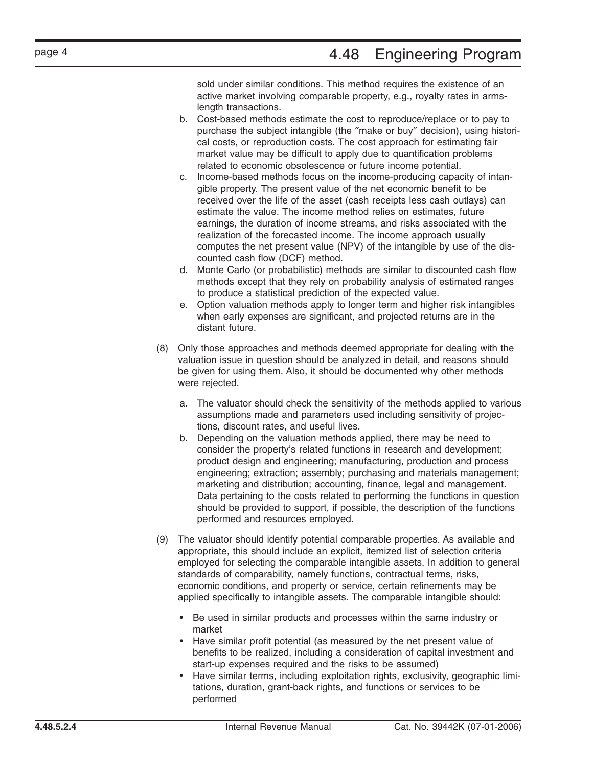sold under similar conditions. This method requires the existence of an active market involving comparable property, e.g., royalty rates in arms-length transactions.

b. Cost-based methods estimate the cost to reproduce/replace or to pay to purchase the subject intangible (the ″make or buy″ decision), using historical costs, or reproduction costs. The cost approach for estimating fair market value may be difficult to apply due to quantification problems related to economic obsolescence or future income potential.

c. Income-based methods focus on the income-producing capacity of intangible property. The present value of the net economic benefit to be received over the life of the asset (cash receipts less cash outlays) can estimate the value. The income method relies on estimates, future earnings, the duration of income streams, and risks associated with the realization of the forecasted income. The income approach usually computes the net present value (NPV) of the intangible by use of the discounted cash flow (DCF) method.

d. Monte Carlo (or probabilistic) methods are similar to discounted cash flow methods except that they rely on probability analysis of estimated ranges to produce a statistical prediction of the expected value.

e. Option valuation methods apply to longer term and higher risk intangibles when early expenses are significant, and projected returns are in the distant future.

(8) Only those approaches and methods deemed appropriate for dealing with the valuation issue in question should be analyzed in detail, and reasons should be given for using them. Also, it should be documented why other methods were rejected.

a. The valuator should check the sensitivity of the methods applied to various assumptions made and parameters used including sensitivity of projections, discount rates, and useful lives.

b. Depending on the valuation methods applied, there may be need to consider the property's related functions in research and development; product design and engineering; manufacturing, production and process engineering; extraction; assembly; purchasing and materials management; marketing and distribution; accounting, finance, legal and management. Data pertaining to the costs related to performing the functions in question should be provided to support, if possible, the description of the functions performed and resources employed.

(9) The valuator should identify potential comparable properties. As available and appropriate, this should include an explicit, itemized list of selection criteria employed for selecting the comparable intangible assets. In addition to general standards of comparability, namely functions, contractual terms, risks, economic conditions, and property or service, certain refinements may be applied specifically to intangible assets. The comparable intangible should:

- Be used in similar products and processes within the same industry or market
- Have similar profit potential (as measured by the net present value of benefits to be realized, including a consideration of capital investment and start-up expenses required and the risks to be assumed)
- Have similar terms, including exploitation rights, exclusivity, geographic limitations, duration, grant-back rights, and functions or services to be performed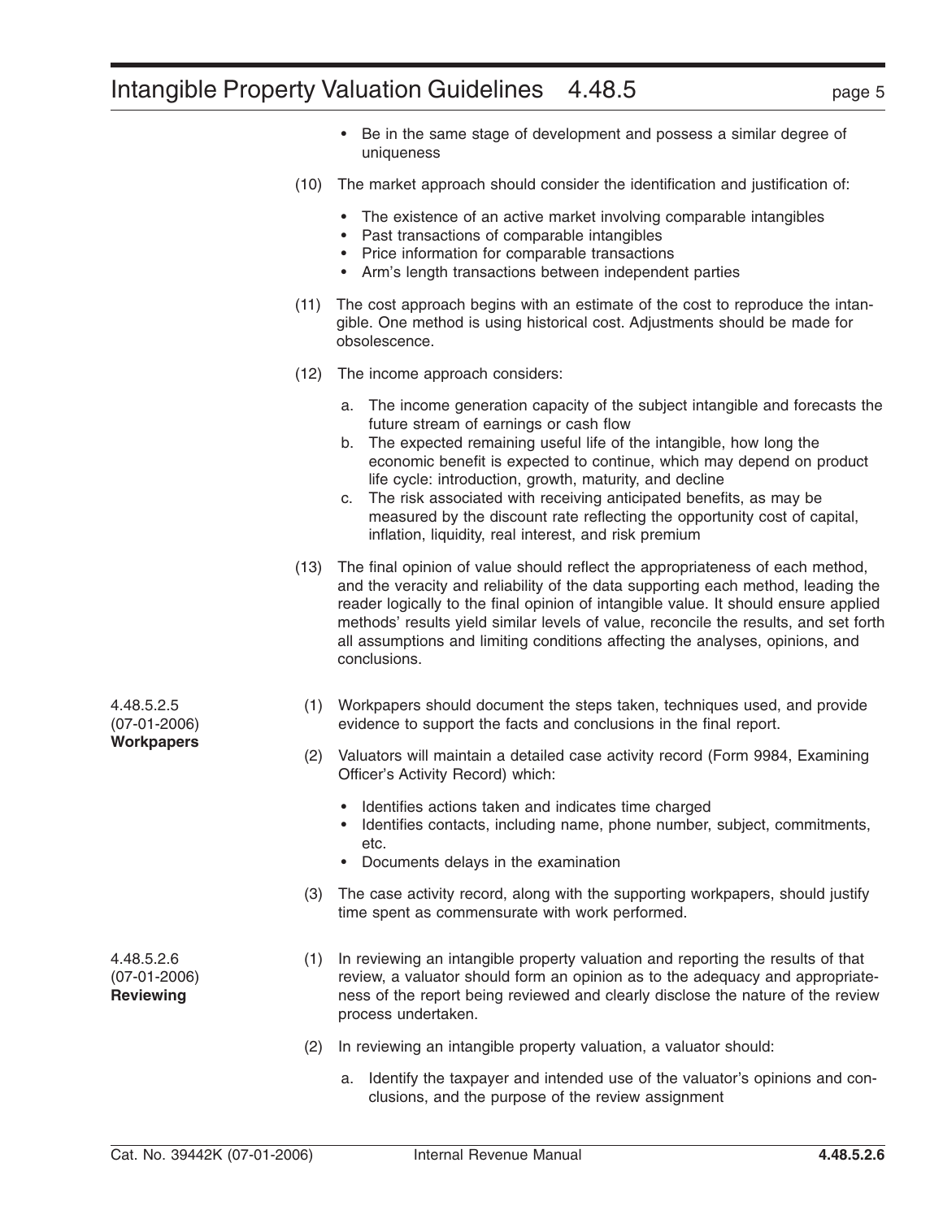- Be in the same stage of development and possess a similar degree of uniqueness

(10) The market approach should consider the identification and justification of:

- The existence of an active market involving comparable intangibles
- Past transactions of comparable intangibles
- Price information for comparable transactions
- Arm's length transactions between independent parties

(11) The cost approach begins with an estimate of the cost to reproduce the intangible. One method is using historical cost. Adjustments should be made for obsolescence.

(12) The income approach considers:

a. The income generation capacity of the subject intangible and forecasts the future stream of earnings or cash flow
b. The expected remaining useful life of the intangible, how long the economic benefit is expected to continue, which may depend on product life cycle: introduction, growth, maturity, and decline
c. The risk associated with receiving anticipated benefits, as may be measured by the discount rate reflecting the opportunity cost of capital, inflation, liquidity, real interest, and risk premium

(13) The final opinion of value should reflect the appropriateness of each method, and the veracity and reliability of the data supporting each method, leading the reader logically to the final opinion of intangible value. It should ensure applied methods' results yield similar levels of value, reconcile the results, and set forth all assumptions and limiting conditions affecting the analyses, opinions, and conclusions.

### 4.48.5.2.5 (07-01-2006) **Workpapers**

(1) Workpapers should document the steps taken, techniques used, and provide evidence to support the facts and conclusions in the final report.

(2) Valuators will maintain a detailed case activity record (Form 9984, Examining Officer's Activity Record) which:

- Identifies actions taken and indicates time charged
- Identifies contacts, including name, phone number, subject, commitments, etc.
- Documents delays in the examination

(3) The case activity record, along with the supporting workpapers, should justify time spent as commensurate with work performed.

### 4.48.5.2.6 (07-01-2006) **Reviewing**

(1) In reviewing an intangible property valuation and reporting the results of that review, a valuator should form an opinion as to the adequacy and appropriateness of the report being reviewed and clearly disclose the nature of the review process undertaken.

(2) In reviewing an intangible property valuation, a valuator should:

a. Identify the taxpayer and intended use of the valuator's opinions and conclusions, and the purpose of the review assignment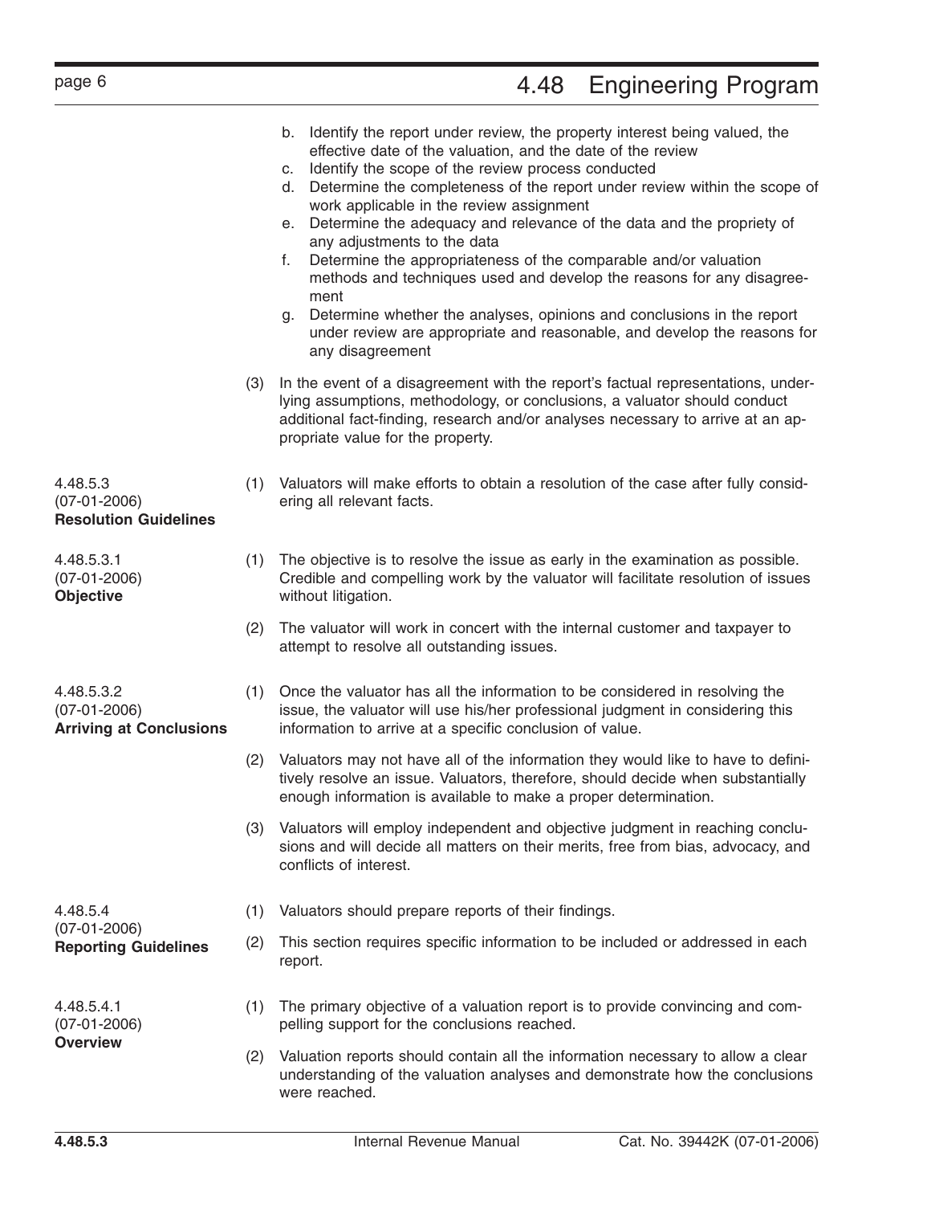b. Identify the report under review, the property interest being valued, the effective date of the valuation, and the date of the review
c. Identify the scope of the review process conducted
d. Determine the completeness of the report under review within the scope of work applicable in the review assignment
e. Determine the adequacy and relevance of the data and the propriety of any adjustments to the data
f. Determine the appropriateness of the comparable and/or valuation methods and techniques used and develop the reasons for any disagreement
g. Determine whether the analyses, opinions and conclusions in the report under review are appropriate and reasonable, and develop the reasons for any disagreement

(3) In the event of a disagreement with the report's factual representations, underlying assumptions, methodology, or conclusions, a valuator should conduct additional fact-finding, research and/or analyses necessary to arrive at an appropriate value for the property.

## 4.48.5.3 (07-01-2006) Resolution Guidelines

(1) Valuators will make efforts to obtain a resolution of the case after fully considering all relevant facts.

### 4.48.5.3.1 (07-01-2006) Objective

(1) The objective is to resolve the issue as early in the examination as possible. Credible and compelling work by the valuator will facilitate resolution of issues without litigation.

(2) The valuator will work in concert with the internal customer and taxpayer to attempt to resolve all outstanding issues.

### 4.48.5.3.2 (07-01-2006) Arriving at Conclusions

(1) Once the valuator has all the information to be considered in resolving the issue, the valuator will use his/her professional judgment in considering this information to arrive at a specific conclusion of value.

(2) Valuators may not have all of the information they would like to have to definitively resolve an issue. Valuators, therefore, should decide when substantially enough information is available to make a proper determination.

(3) Valuators will employ independent and objective judgment in reaching conclusions and will decide all matters on their merits, free from bias, advocacy, and conflicts of interest.

## 4.48.5.4 (07-01-2006) Reporting Guidelines

(1) Valuators should prepare reports of their findings.

(2) This section requires specific information to be included or addressed in each report.

### 4.48.5.4.1 (07-01-2006) Overview

(1) The primary objective of a valuation report is to provide convincing and compelling support for the conclusions reached.

(2) Valuation reports should contain all the information necessary to allow a clear understanding of the valuation analyses and demonstrate how the conclusions were reached.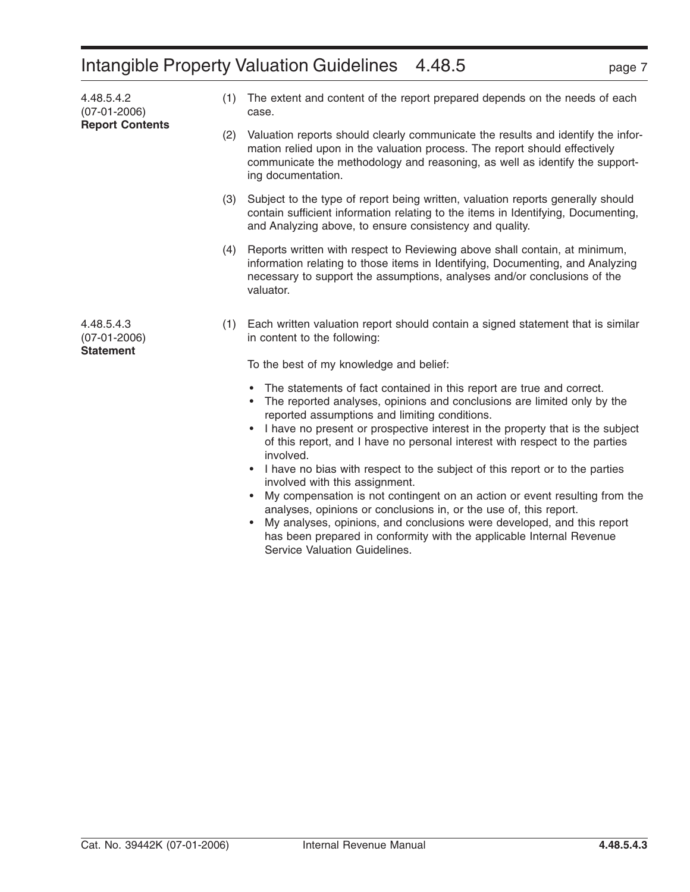### 4.48.5.4.2 (07-01-2006) Report Contents

(1) The extent and content of the report prepared depends on the needs of each case.

(2) Valuation reports should clearly communicate the results and identify the information relied upon in the valuation process. The report should effectively communicate the methodology and reasoning, as well as identify the supporting documentation.

(3) Subject to the type of report being written, valuation reports generally should contain sufficient information relating to the items in Identifying, Documenting, and Analyzing above, to ensure consistency and quality.

(4) Reports written with respect to Reviewing above shall contain, at minimum, information relating to those items in Identifying, Documenting, and Analyzing necessary to support the assumptions, analyses and/or conclusions of the valuator.

### 4.48.5.4.3 (07-01-2006) Statement

(1) Each written valuation report should contain a signed statement that is similar in content to the following:

To the best of my knowledge and belief:

- The statements of fact contained in this report are true and correct.
- The reported analyses, opinions and conclusions are limited only by the reported assumptions and limiting conditions.
- I have no present or prospective interest in the property that is the subject of this report, and I have no personal interest with respect to the parties involved.
- I have no bias with respect to the subject of this report or to the parties involved with this assignment.
- My compensation is not contingent on an action or event resulting from the analyses, opinions or conclusions in, or the use of, this report.
- My analyses, opinions, and conclusions were developed, and this report has been prepared in conformity with the applicable Internal Revenue Service Valuation Guidelines.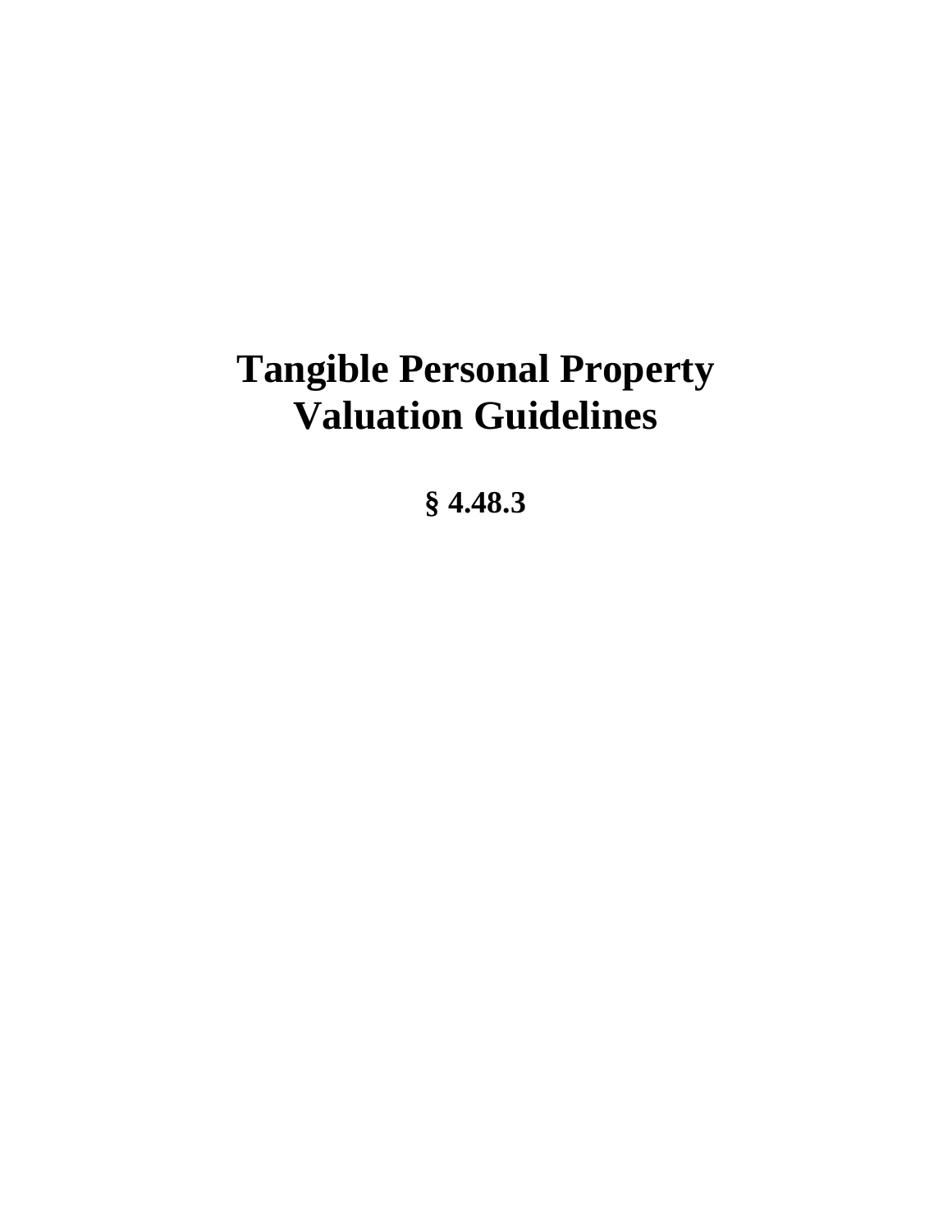# Tangible Personal Property Valuation Guidelines

**§ 4.48.3**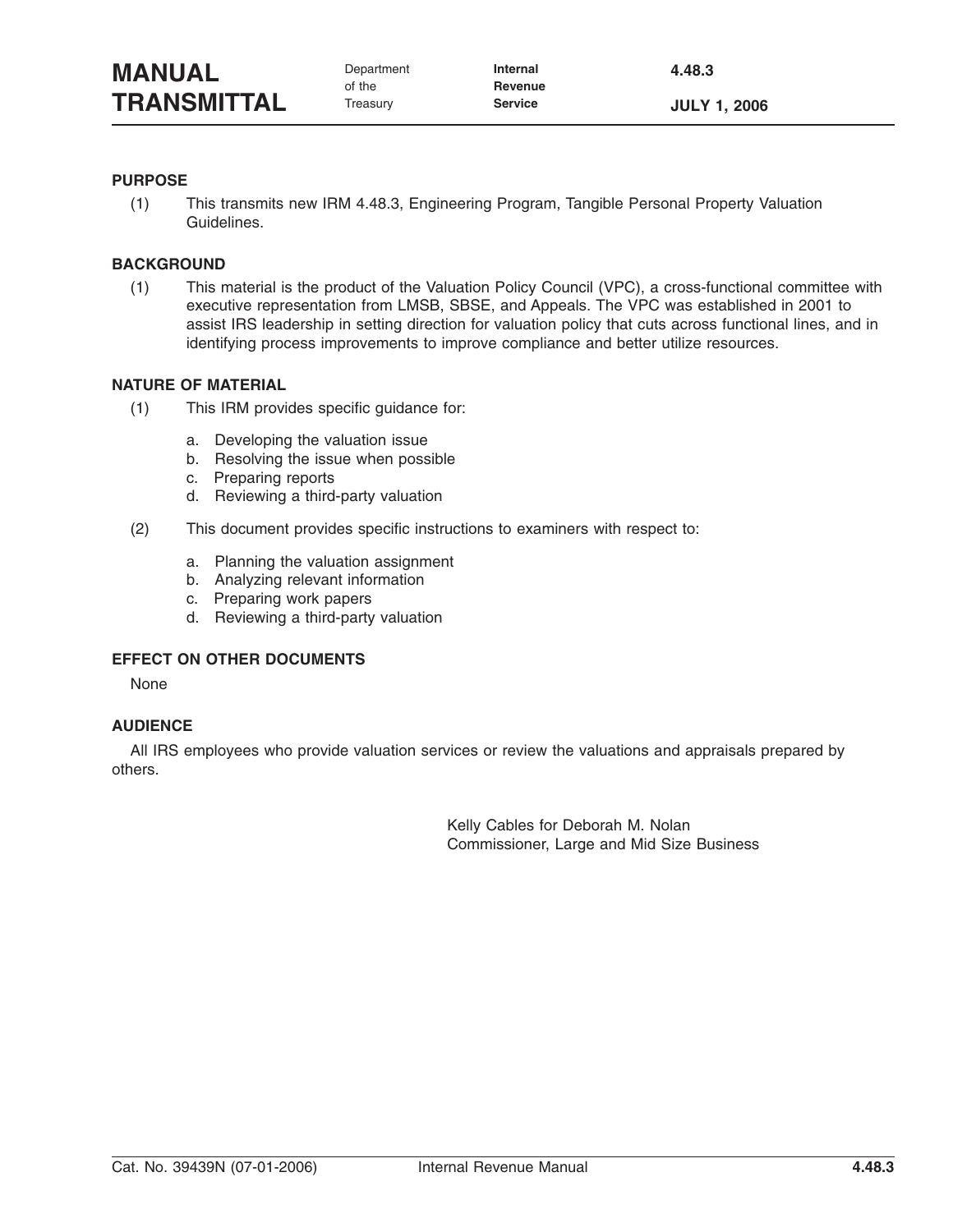# MANUAL TRANSMITTAL

Department of the Treasury | Internal Revenue Service | 4.48.3 | JULY 1, 2006

## PURPOSE

(1) This transmits new IRM 4.48.3, Engineering Program, Tangible Personal Property Valuation Guidelines.

## BACKGROUND

(1) This material is the product of the Valuation Policy Council (VPC), a cross-functional committee with executive representation from LMSB, SBSE, and Appeals. The VPC was established in 2001 to assist IRS leadership in setting direction for valuation policy that cuts across functional lines, and in identifying process improvements to improve compliance and better utilize resources.

## NATURE OF MATERIAL

(1) This IRM provides specific guidance for:

a. Developing the valuation issue
b. Resolving the issue when possible
c. Preparing reports
d. Reviewing a third-party valuation

(2) This document provides specific instructions to examiners with respect to:

a. Planning the valuation assignment
b. Analyzing relevant information
c. Preparing work papers
d. Reviewing a third-party valuation

## EFFECT ON OTHER DOCUMENTS

None

## AUDIENCE

All IRS employees who provide valuation services or review the valuations and appraisals prepared by others.

Kelly Cables for Deborah M. Nolan
Commissioner, Large and Mid Size Business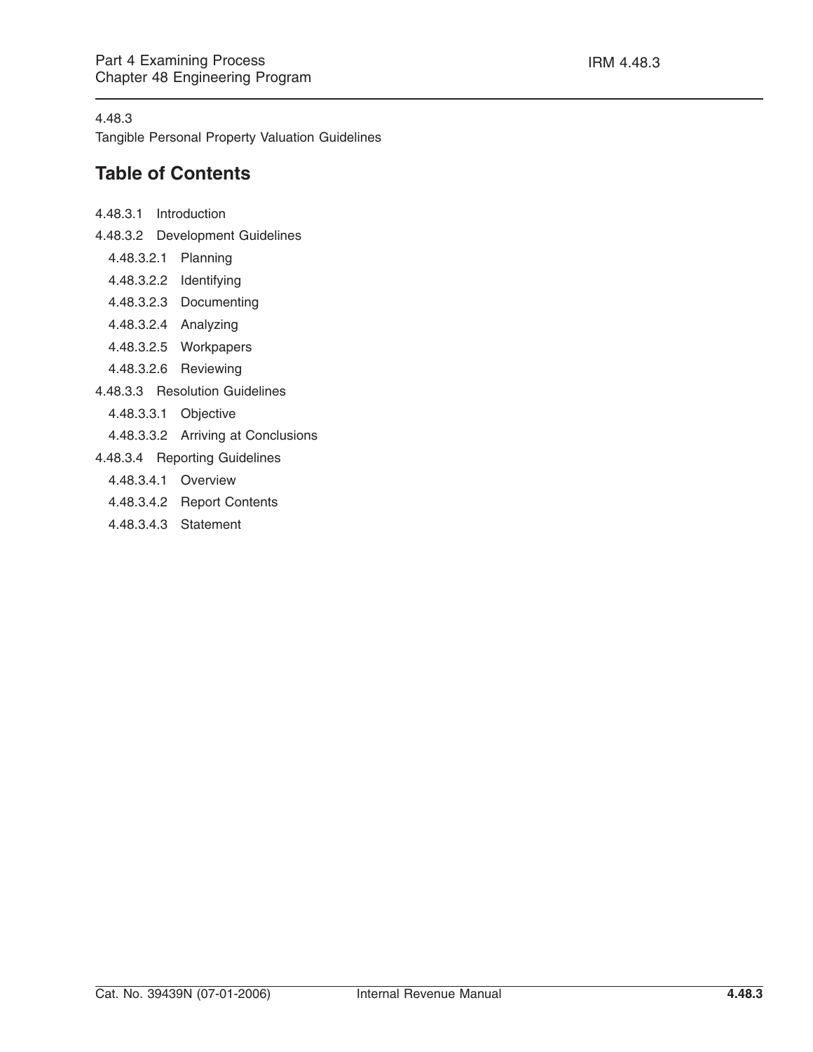4.48.3

Tangible Personal Property Valuation Guidelines

## Table of Contents

- 4.48.3.1 Introduction
- 4.48.3.2 Development Guidelines
  - 4.48.3.2.1 Planning
  - 4.48.3.2.2 Identifying
  - 4.48.3.2.3 Documenting
  - 4.48.3.2.4 Analyzing
  - 4.48.3.2.5 Workpapers
  - 4.48.3.2.6 Reviewing
- 4.48.3.3 Resolution Guidelines
  - 4.48.3.3.1 Objective
  - 4.48.3.3.2 Arriving at Conclusions
- 4.48.3.4 Reporting Guidelines
  - 4.48.3.4.1 Overview
  - 4.48.3.4.2 Report Contents
  - 4.48.3.4.3 Statement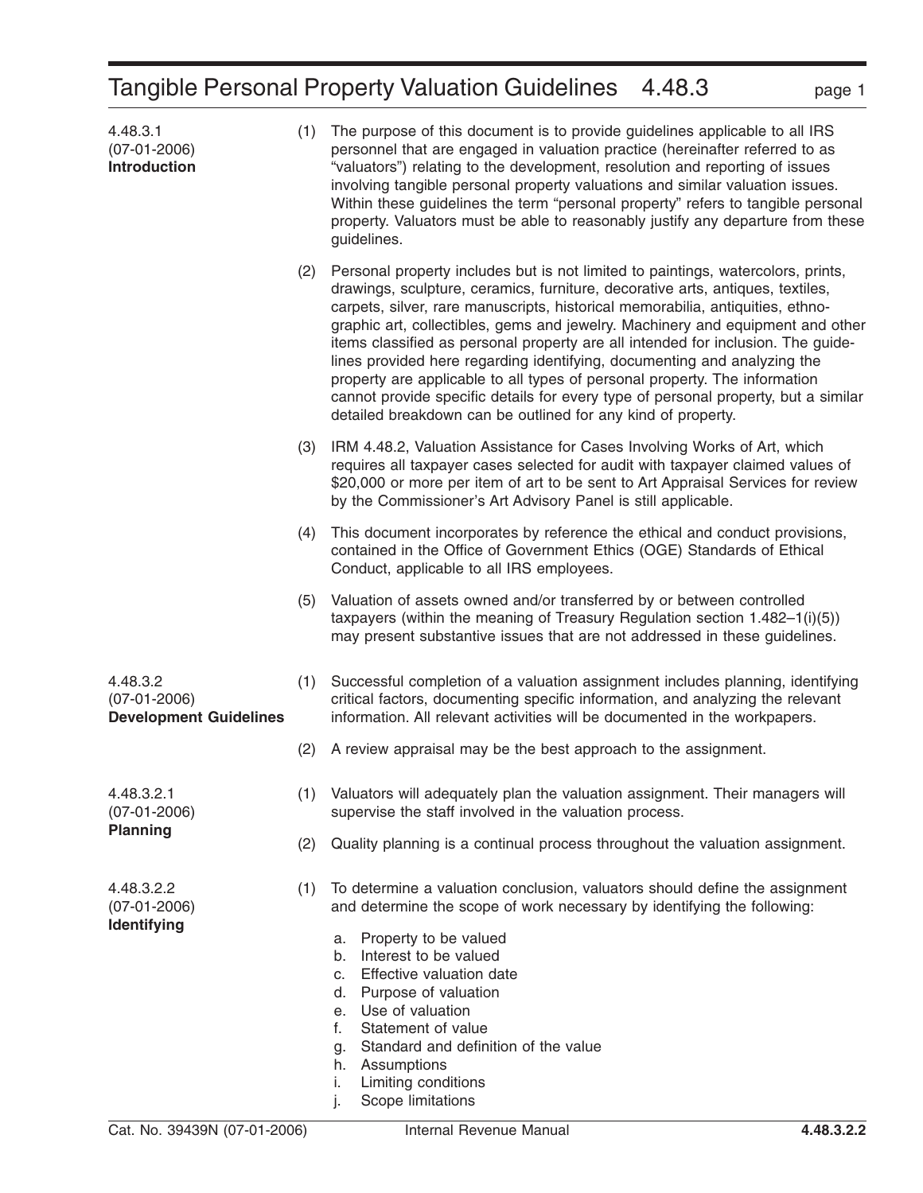## 4.48.3.1 (07-01-2006) Introduction

(1) The purpose of this document is to provide guidelines applicable to all IRS personnel that are engaged in valuation practice (hereinafter referred to as "valuators") relating to the development, resolution and reporting of issues involving tangible personal property valuations and similar valuation issues. Within these guidelines the term "personal property" refers to tangible personal property. Valuators must be able to reasonably justify any departure from these guidelines.

(2) Personal property includes but is not limited to paintings, watercolors, prints, drawings, sculpture, ceramics, furniture, decorative arts, antiques, textiles, carpets, silver, rare manuscripts, historical memorabilia, antiquities, ethnographic art, collectibles, gems and jewelry. Machinery and equipment and other items classified as personal property are all intended for inclusion. The guidelines provided here regarding identifying, documenting and analyzing the property are applicable to all types of personal property. The information cannot provide specific details for every type of personal property, but a similar detailed breakdown can be outlined for any kind of property.

(3) IRM 4.48.2, Valuation Assistance for Cases Involving Works of Art, which requires all taxpayer cases selected for audit with taxpayer claimed values of $20,000 or more per item of art to be sent to Art Appraisal Services for review by the Commissioner's Art Advisory Panel is still applicable.

(4) This document incorporates by reference the ethical and conduct provisions, contained in the Office of Government Ethics (OGE) Standards of Ethical Conduct, applicable to all IRS employees.

(5) Valuation of assets owned and/or transferred by or between controlled taxpayers (within the meaning of Treasury Regulation section 1.482–1(i)(5)) may present substantive issues that are not addressed in these guidelines.

## 4.48.3.2 (07-01-2006) Development Guidelines

(1) Successful completion of a valuation assignment includes planning, identifying critical factors, documenting specific information, and analyzing the relevant information. All relevant activities will be documented in the workpapers.

(2) A review appraisal may be the best approach to the assignment.

### 4.48.3.2.1 (07-01-2006) Planning

(1) Valuators will adequately plan the valuation assignment. Their managers will supervise the staff involved in the valuation process.

(2) Quality planning is a continual process throughout the valuation assignment.

### 4.48.3.2.2 (07-01-2006) Identifying

(1) To determine a valuation conclusion, valuators should define the assignment and determine the scope of work necessary by identifying the following:

a. Property to be valued
b. Interest to be valued
c. Effective valuation date
d. Purpose of valuation
e. Use of valuation
f. Statement of value
g. Standard and definition of the value
h. Assumptions
i. Limiting conditions
j. Scope limitations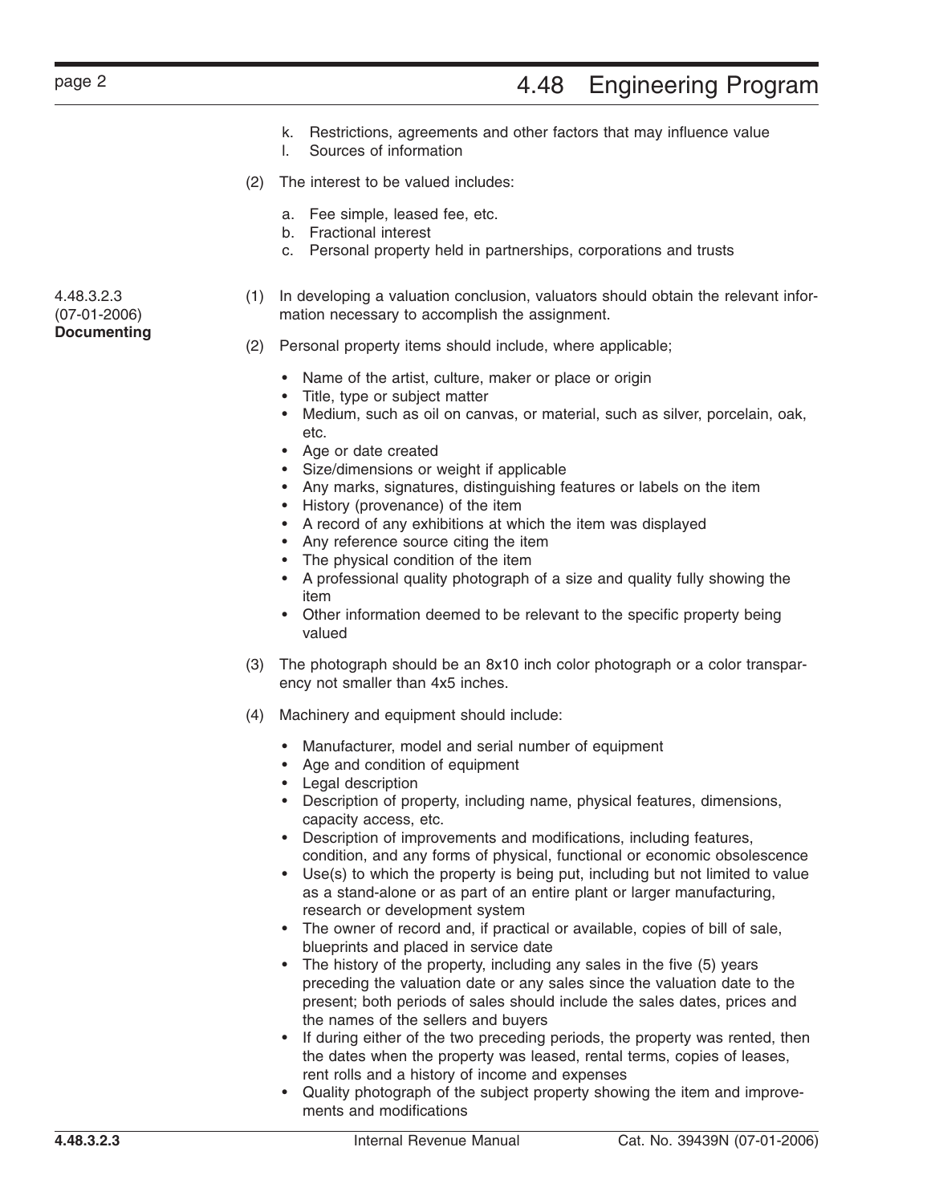k. Restrictions, agreements and other factors that may influence value
l. Sources of information

(2) The interest to be valued includes:

a. Fee simple, leased fee, etc.
b. Fractional interest
c. Personal property held in partnerships, corporations and trusts

**4.48.3.2.3 (07-01-2006) Documenting**

(1) In developing a valuation conclusion, valuators should obtain the relevant information necessary to accomplish the assignment.

(2) Personal property items should include, where applicable;

- Name of the artist, culture, maker or place or origin
- Title, type or subject matter
- Medium, such as oil on canvas, or material, such as silver, porcelain, oak, etc.
- Age or date created
- Size/dimensions or weight if applicable
- Any marks, signatures, distinguishing features or labels on the item
- History (provenance) of the item
- A record of any exhibitions at which the item was displayed
- Any reference source citing the item
- The physical condition of the item
- A professional quality photograph of a size and quality fully showing the item
- Other information deemed to be relevant to the specific property being valued

(3) The photograph should be an 8x10 inch color photograph or a color transparency not smaller than 4x5 inches.

(4) Machinery and equipment should include:

- Manufacturer, model and serial number of equipment
- Age and condition of equipment
- Legal description
- Description of property, including name, physical features, dimensions, capacity access, etc.
- Description of improvements and modifications, including features, condition, and any forms of physical, functional or economic obsolescence
- Use(s) to which the property is being put, including but not limited to value as a stand-alone or as part of an entire plant or larger manufacturing, research or development system
- The owner of record and, if practical or available, copies of bill of sale, blueprints and placed in service date
- The history of the property, including any sales in the five (5) years preceding the valuation date or any sales since the valuation date to the present; both periods of sales should include the sales dates, prices and the names of the sellers and buyers
- If during either of the two preceding periods, the property was rented, then the dates when the property was leased, rental terms, copies of leases, rent rolls and a history of income and expenses
- Quality photograph of the subject property showing the item and improvements and modifications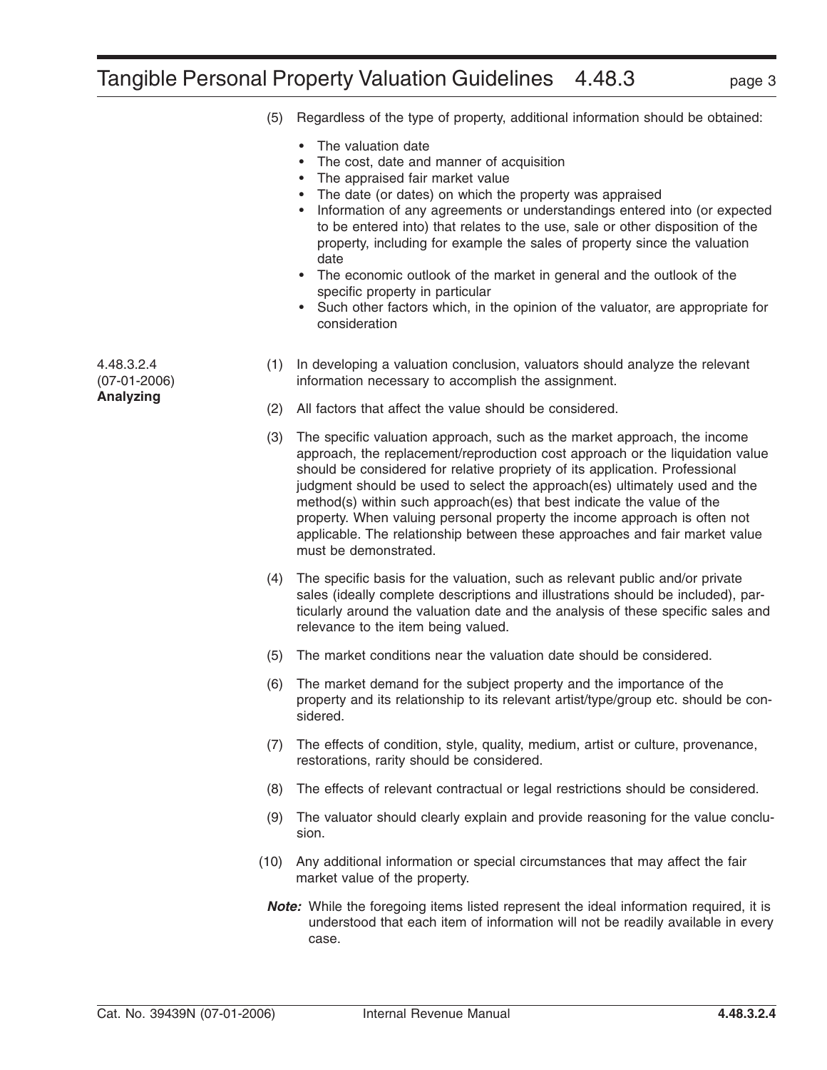(5) Regardless of the type of property, additional information should be obtained:

- The valuation date
- The cost, date and manner of acquisition
- The appraised fair market value
- The date (or dates) on which the property was appraised
- Information of any agreements or understandings entered into (or expected to be entered into) that relates to the use, sale or other disposition of the property, including for example the sales of property since the valuation date
- The economic outlook of the market in general and the outlook of the specific property in particular
- Such other factors which, in the opinion of the valuator, are appropriate for consideration

### 4.48.3.2.4 (07-01-2006) Analyzing

(1) In developing a valuation conclusion, valuators should analyze the relevant information necessary to accomplish the assignment.

(2) All factors that affect the value should be considered.

(3) The specific valuation approach, such as the market approach, the income approach, the replacement/reproduction cost approach or the liquidation value should be considered for relative propriety of its application. Professional judgment should be used to select the approach(es) ultimately used and the method(s) within such approach(es) that best indicate the value of the property. When valuing personal property the income approach is often not applicable. The relationship between these approaches and fair market value must be demonstrated.

(4) The specific basis for the valuation, such as relevant public and/or private sales (ideally complete descriptions and illustrations should be included), particularly around the valuation date and the analysis of these specific sales and relevance to the item being valued.

(5) The market conditions near the valuation date should be considered.

(6) The market demand for the subject property and the importance of the property and its relationship to its relevant artist/type/group etc. should be considered.

(7) The effects of condition, style, quality, medium, artist or culture, provenance, restorations, rarity should be considered.

(8) The effects of relevant contractual or legal restrictions should be considered.

(9) The valuator should clearly explain and provide reasoning for the value conclusion.

(10) Any additional information or special circumstances that may affect the fair market value of the property.

***Note:*** While the foregoing items listed represent the ideal information required, it is understood that each item of information will not be readily available in every case.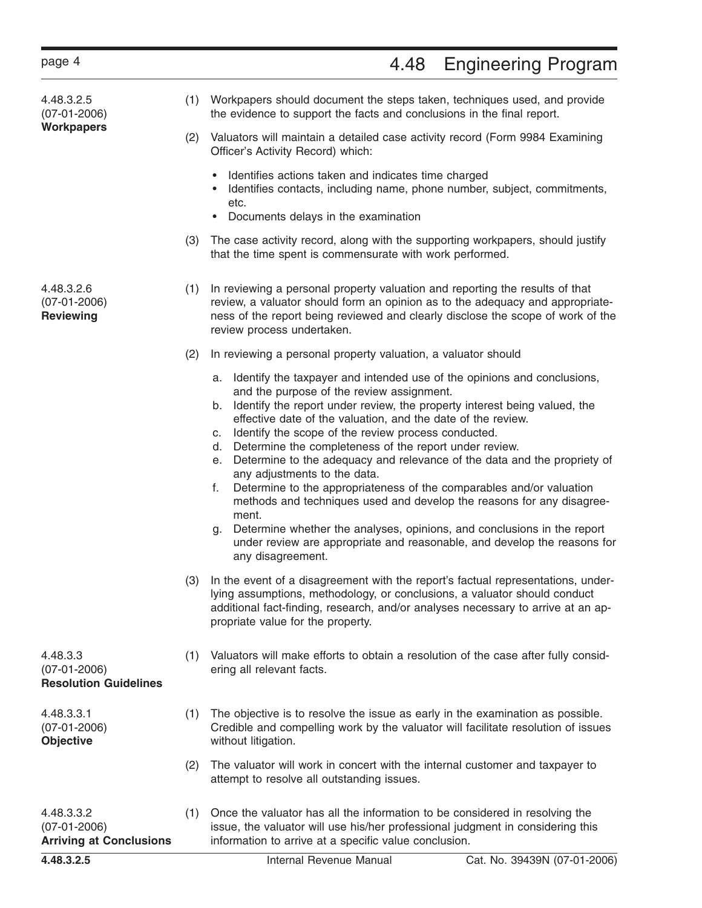### 4.48.3.2.5 (07-01-2006) **Workpapers**

(1) Workpapers should document the steps taken, techniques used, and provide the evidence to support the facts and conclusions in the final report.

(2) Valuators will maintain a detailed case activity record (Form 9984 Examining Officer's Activity Record) which:

- Identifies actions taken and indicates time charged
- Identifies contacts, including name, phone number, subject, commitments, etc.
- Documents delays in the examination

(3) The case activity record, along with the supporting workpapers, should justify that the time spent is commensurate with work performed.

### 4.48.3.2.6 (07-01-2006) **Reviewing**

(1) In reviewing a personal property valuation and reporting the results of that review, a valuator should form an opinion as to the adequacy and appropriateness of the report being reviewed and clearly disclose the scope of work of the review process undertaken.

(2) In reviewing a personal property valuation, a valuator should

a. Identify the taxpayer and intended use of the opinions and conclusions, and the purpose of the review assignment.
b. Identify the report under review, the property interest being valued, the effective date of the valuation, and the date of the review.
c. Identify the scope of the review process conducted.
d. Determine the completeness of the report under review.
e. Determine to the adequacy and relevance of the data and the propriety of any adjustments to the data.
f. Determine to the appropriateness of the comparables and/or valuation methods and techniques used and develop the reasons for any disagreement.
g. Determine whether the analyses, opinions, and conclusions in the report under review are appropriate and reasonable, and develop the reasons for any disagreement.

(3) In the event of a disagreement with the report's factual representations, underlying assumptions, methodology, or conclusions, a valuator should conduct additional fact-finding, research, and/or analyses necessary to arrive at an appropriate value for the property.

### 4.48.3.3 (07-01-2006) **Resolution Guidelines**

(1) Valuators will make efforts to obtain a resolution of the case after fully considering all relevant facts.

### 4.48.3.3.1 (07-01-2006) **Objective**

(1) The objective is to resolve the issue as early in the examination as possible. Credible and compelling work by the valuator will facilitate resolution of issues without litigation.

(2) The valuator will work in concert with the internal customer and taxpayer to attempt to resolve all outstanding issues.

### 4.48.3.3.2 (07-01-2006) **Arriving at Conclusions**

(1) Once the valuator has all the information to be considered in resolving the issue, the valuator will use his/her professional judgment in considering this information to arrive at a specific value conclusion.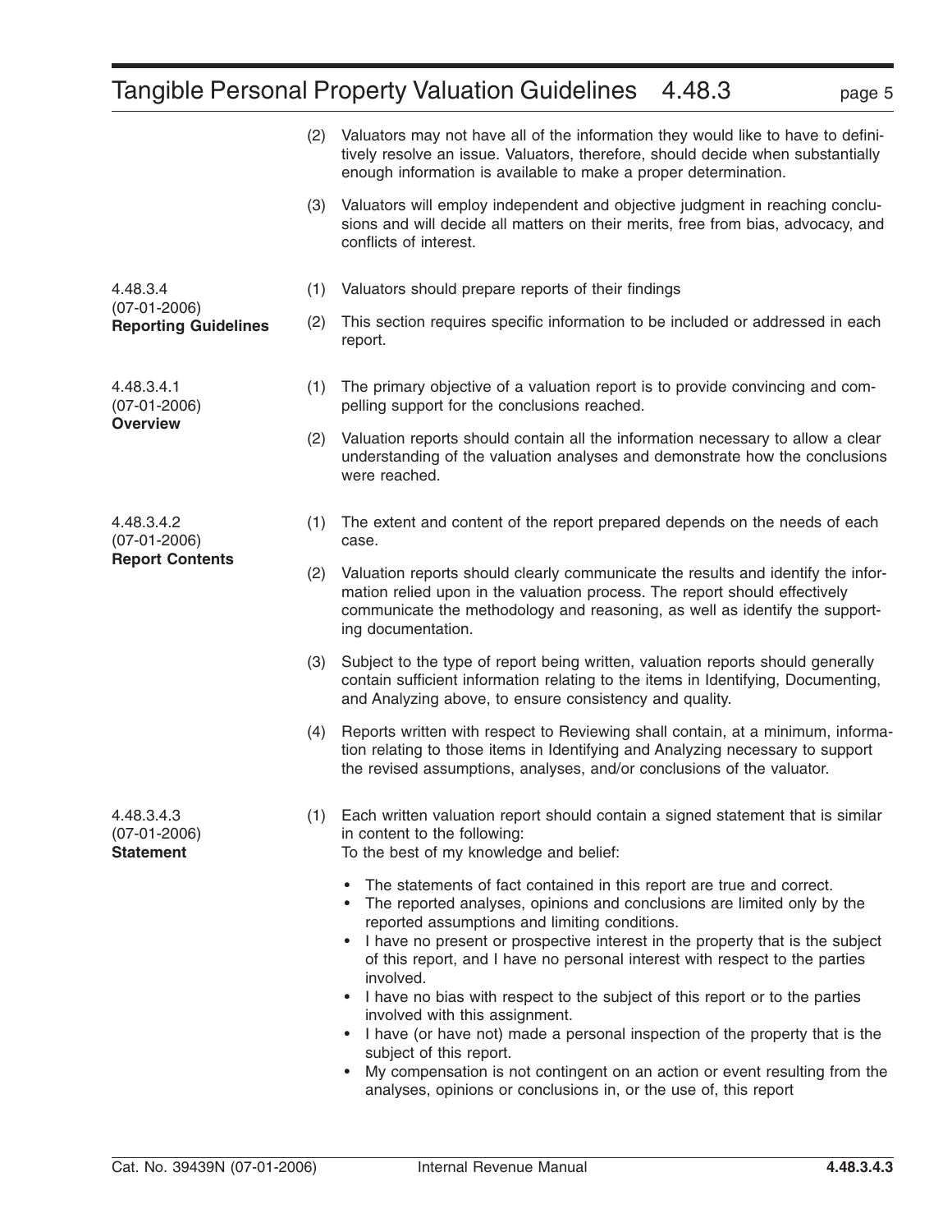(2) Valuators may not have all of the information they would like to have to definitively resolve an issue. Valuators, therefore, should decide when substantially enough information is available to make a proper determination.

(3) Valuators will employ independent and objective judgment in reaching conclusions and will decide all matters on their merits, free from bias, advocacy, and conflicts of interest.

## 4.48.3.4 (07-01-2006) Reporting Guidelines

(1) Valuators should prepare reports of their findings

(2) This section requires specific information to be included or addressed in each report.

### 4.48.3.4.1 (07-01-2006) Overview

(1) The primary objective of a valuation report is to provide convincing and compelling support for the conclusions reached.

(2) Valuation reports should contain all the information necessary to allow a clear understanding of the valuation analyses and demonstrate how the conclusions were reached.

### 4.48.3.4.2 (07-01-2006) Report Contents

(1) The extent and content of the report prepared depends on the needs of each case.

(2) Valuation reports should clearly communicate the results and identify the information relied upon in the valuation process. The report should effectively communicate the methodology and reasoning, as well as identify the supporting documentation.

(3) Subject to the type of report being written, valuation reports should generally contain sufficient information relating to the items in Identifying, Documenting, and Analyzing above, to ensure consistency and quality.

(4) Reports written with respect to Reviewing shall contain, at a minimum, information relating to those items in Identifying and Analyzing necessary to support the revised assumptions, analyses, and/or conclusions of the valuator.

### 4.48.3.4.3 (07-01-2006) Statement

(1) Each written valuation report should contain a signed statement that is similar in content to the following:
To the best of my knowledge and belief:

- The statements of fact contained in this report are true and correct.
- The reported analyses, opinions and conclusions are limited only by the reported assumptions and limiting conditions.
- I have no present or prospective interest in the property that is the subject of this report, and I have no personal interest with respect to the parties involved.
- I have no bias with respect to the subject of this report or to the parties involved with this assignment.
- I have (or have not) made a personal inspection of the property that is the subject of this report.
- My compensation is not contingent on an action or event resulting from the analyses, opinions or conclusions in, or the use of, this report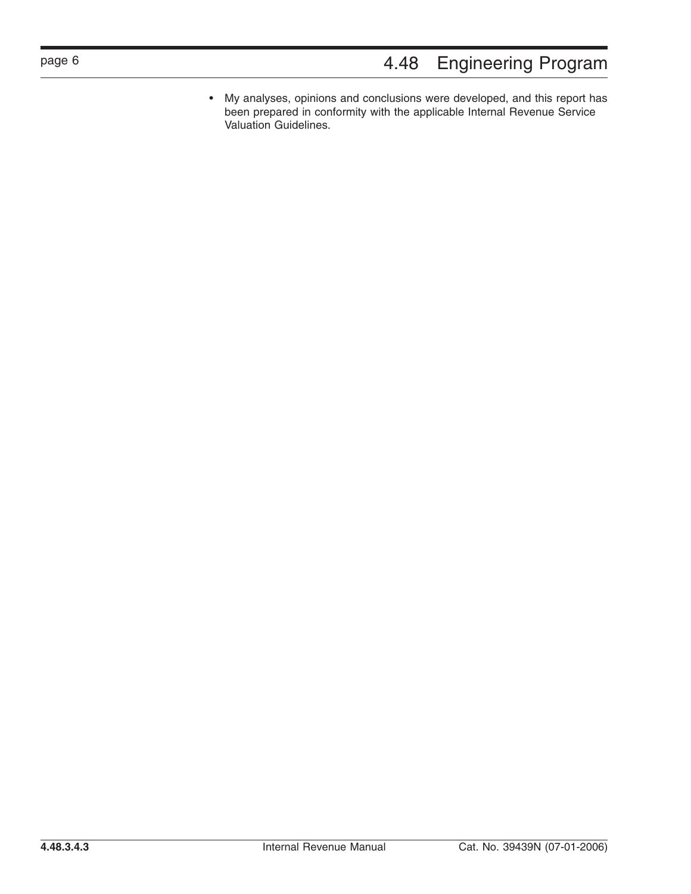- My analyses, opinions and conclusions were developed, and this report has been prepared in conformity with the applicable Internal Revenue Service Valuation Guidelines.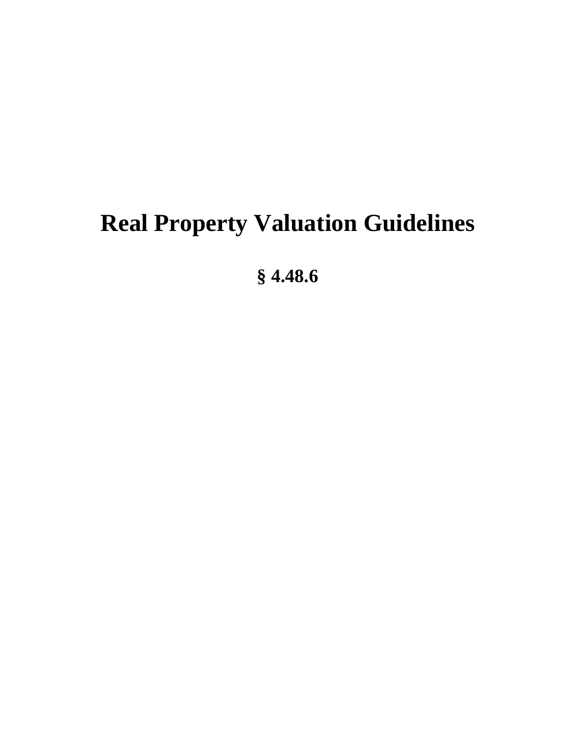# Real Property Valuation Guidelines

## § 4.48.6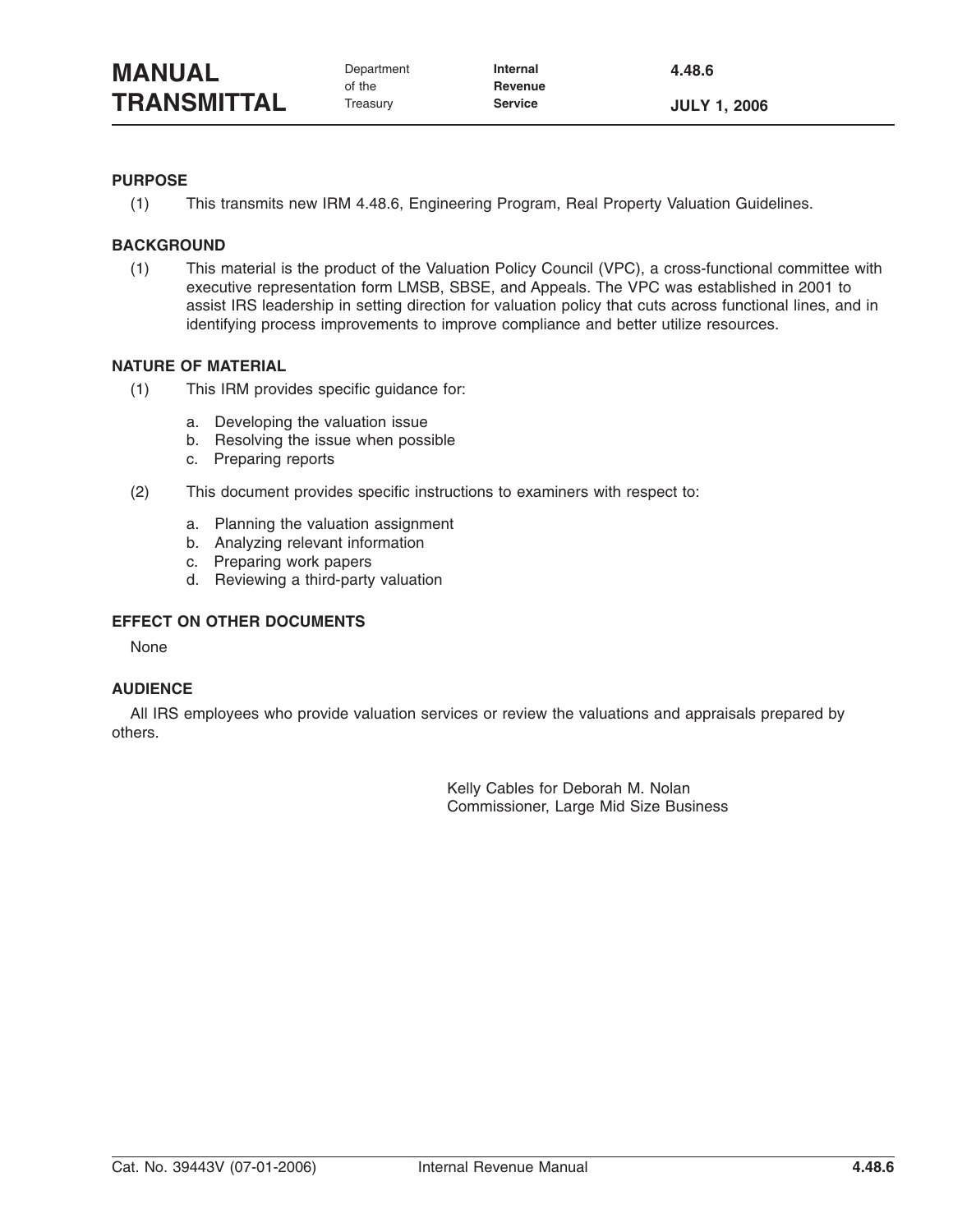# MANUAL TRANSMITTAL

Department of the Treasury
Internal Revenue Service

4.48.6

JULY 1, 2006

## PURPOSE

(1) This transmits new IRM 4.48.6, Engineering Program, Real Property Valuation Guidelines.

## BACKGROUND

(1) This material is the product of the Valuation Policy Council (VPC), a cross-functional committee with executive representation form LMSB, SBSE, and Appeals. The VPC was established in 2001 to assist IRS leadership in setting direction for valuation policy that cuts across functional lines, and in identifying process improvements to improve compliance and better utilize resources.

## NATURE OF MATERIAL

(1) This IRM provides specific guidance for:

a. Developing the valuation issue
b. Resolving the issue when possible
c. Preparing reports

(2) This document provides specific instructions to examiners with respect to:

a. Planning the valuation assignment
b. Analyzing relevant information
c. Preparing work papers
d. Reviewing a third-party valuation

## EFFECT ON OTHER DOCUMENTS

None

## AUDIENCE

All IRS employees who provide valuation services or review the valuations and appraisals prepared by others.

Kelly Cables for Deborah M. Nolan
Commissioner, Large Mid Size Business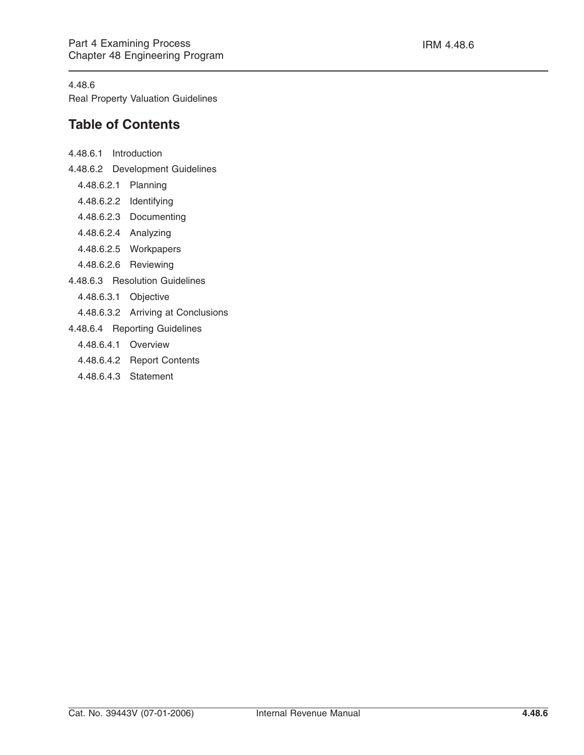4.48.6

Real Property Valuation Guidelines

## Table of Contents

- 4.48.6.1 Introduction
- 4.48.6.2 Development Guidelines
  - 4.48.6.2.1 Planning
  - 4.48.6.2.2 Identifying
  - 4.48.6.2.3 Documenting
  - 4.48.6.2.4 Analyzing
  - 4.48.6.2.5 Workpapers
  - 4.48.6.2.6 Reviewing
- 4.48.6.3 Resolution Guidelines
  - 4.48.6.3.1 Objective
  - 4.48.6.3.2 Arriving at Conclusions
- 4.48.6.4 Reporting Guidelines
  - 4.48.6.4.1 Overview
  - 4.48.6.4.2 Report Contents
  - 4.48.6.4.3 Statement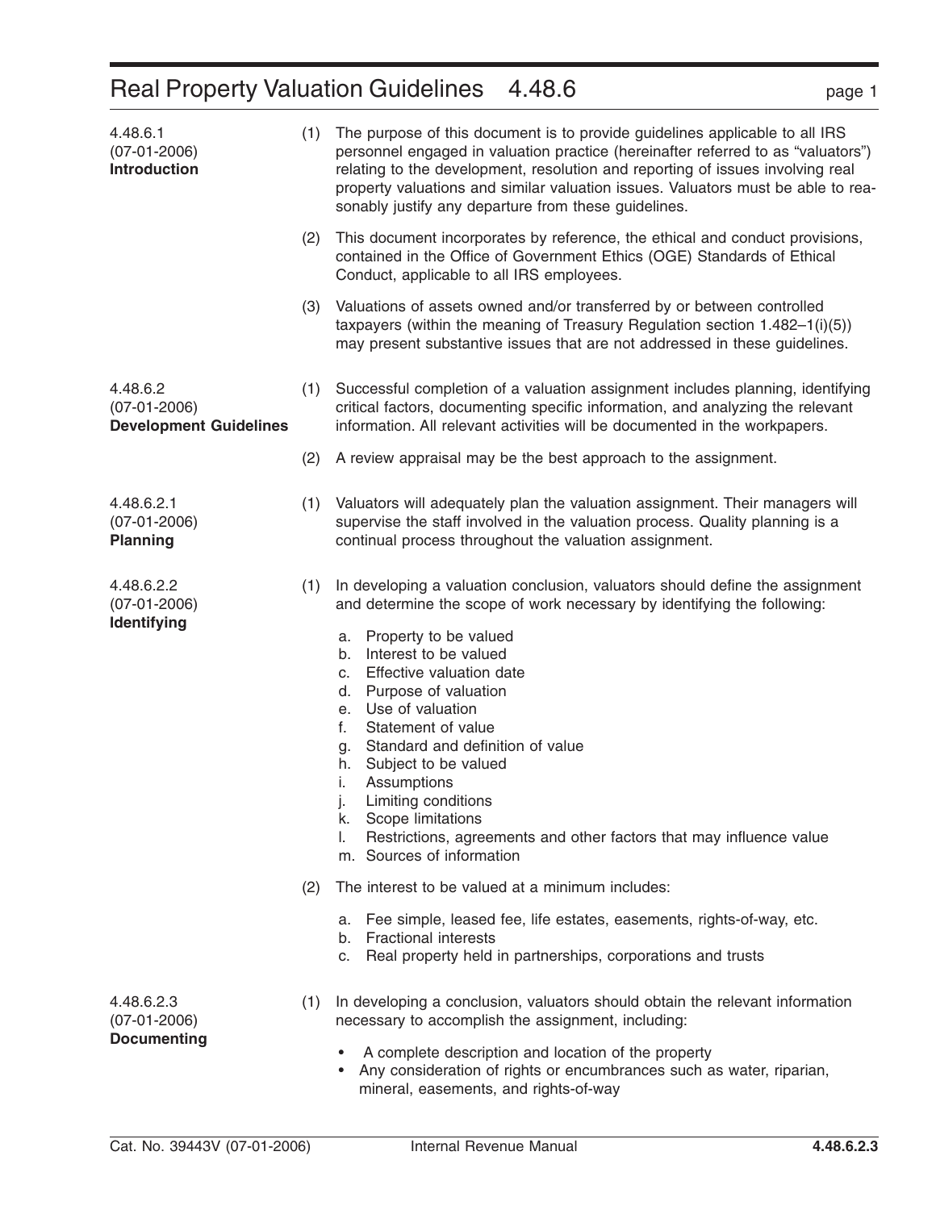# Real Property Valuation Guidelines 4.48.6

## 4.48.6.1 (07-01-2006) Introduction

(1) The purpose of this document is to provide guidelines applicable to all IRS personnel engaged in valuation practice (hereinafter referred to as "valuators") relating to the development, resolution and reporting of issues involving real property valuations and similar valuation issues. Valuators must be able to reasonably justify any departure from these guidelines.

(2) This document incorporates by reference, the ethical and conduct provisions, contained in the Office of Government Ethics (OGE) Standards of Ethical Conduct, applicable to all IRS employees.

(3) Valuations of assets owned and/or transferred by or between controlled taxpayers (within the meaning of Treasury Regulation section 1.482–1(i)(5)) may present substantive issues that are not addressed in these guidelines.

## 4.48.6.2 (07-01-2006) Development Guidelines

(1) Successful completion of a valuation assignment includes planning, identifying critical factors, documenting specific information, and analyzing the relevant information. All relevant activities will be documented in the workpapers.

(2) A review appraisal may be the best approach to the assignment.

### 4.48.6.2.1 (07-01-2006) Planning

(1) Valuators will adequately plan the valuation assignment. Their managers will supervise the staff involved in the valuation process. Quality planning is a continual process throughout the valuation assignment.

### 4.48.6.2.2 (07-01-2006) Identifying

(1) In developing a valuation conclusion, valuators should define the assignment and determine the scope of work necessary by identifying the following:

a. Property to be valued
b. Interest to be valued
c. Effective valuation date
d. Purpose of valuation
e. Use of valuation
f. Statement of value
g. Standard and definition of value
h. Subject to be valued
i. Assumptions
j. Limiting conditions
k. Scope limitations
l. Restrictions, agreements and other factors that may influence value
m. Sources of information

(2) The interest to be valued at a minimum includes:

a. Fee simple, leased fee, life estates, easements, rights-of-way, etc.
b. Fractional interests
c. Real property held in partnerships, corporations and trusts

### 4.48.6.2.3 (07-01-2006) Documenting

(1) In developing a conclusion, valuators should obtain the relevant information necessary to accomplish the assignment, including:

- A complete description and location of the property
- Any consideration of rights or encumbrances such as water, riparian, mineral, easements, and rights-of-way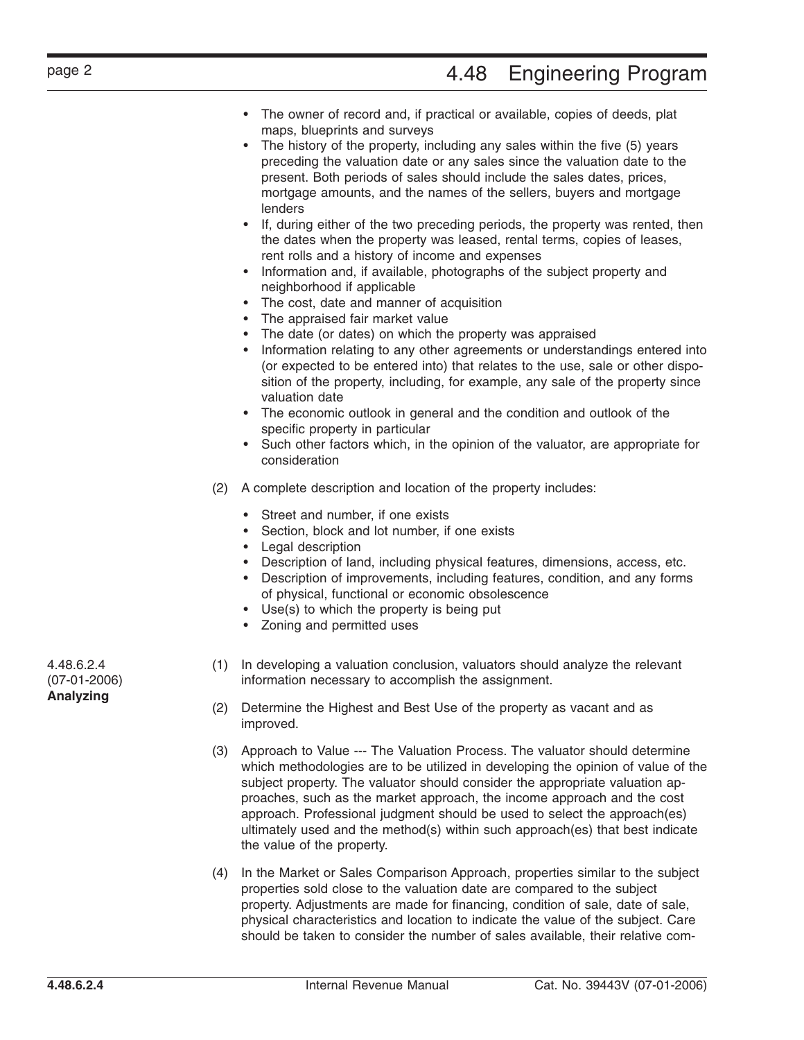- The owner of record and, if practical or available, copies of deeds, plat maps, blueprints and surveys
- The history of the property, including any sales within the five (5) years preceding the valuation date or any sales since the valuation date to the present. Both periods of sales should include the sales dates, prices, mortgage amounts, and the names of the sellers, buyers and mortgage lenders
- If, during either of the two preceding periods, the property was rented, then the dates when the property was leased, rental terms, copies of leases, rent rolls and a history of income and expenses
- Information and, if available, photographs of the subject property and neighborhood if applicable
- The cost, date and manner of acquisition
- The appraised fair market value
- The date (or dates) on which the property was appraised
- Information relating to any other agreements or understandings entered into (or expected to be entered into) that relates to the use, sale or other disposition of the property, including, for example, any sale of the property since valuation date
- The economic outlook in general and the condition and outlook of the specific property in particular
- Such other factors which, in the opinion of the valuator, are appropriate for consideration

(2) A complete description and location of the property includes:

- Street and number, if one exists
- Section, block and lot number, if one exists
- Legal description
- Description of land, including physical features, dimensions, access, etc.
- Description of improvements, including features, condition, and any forms of physical, functional or economic obsolescence
- Use(s) to which the property is being put
- Zoning and permitted uses

### 4.48.6.2.4 (07-01-2006) Analyzing

(1) In developing a valuation conclusion, valuators should analyze the relevant information necessary to accomplish the assignment.

(2) Determine the Highest and Best Use of the property as vacant and as improved.

(3) Approach to Value --- The Valuation Process. The valuator should determine which methodologies are to be utilized in developing the opinion of value of the subject property. The valuator should consider the appropriate valuation approaches, such as the market approach, the income approach and the cost approach. Professional judgment should be used to select the approach(es) ultimately used and the method(s) within such approach(es) that best indicate the value of the property.

(4) In the Market or Sales Comparison Approach, properties similar to the subject properties sold close to the valuation date are compared to the subject property. Adjustments are made for financing, condition of sale, date of sale, physical characteristics and location to indicate the value of the subject. Care should be taken to consider the number of sales available, their relative com-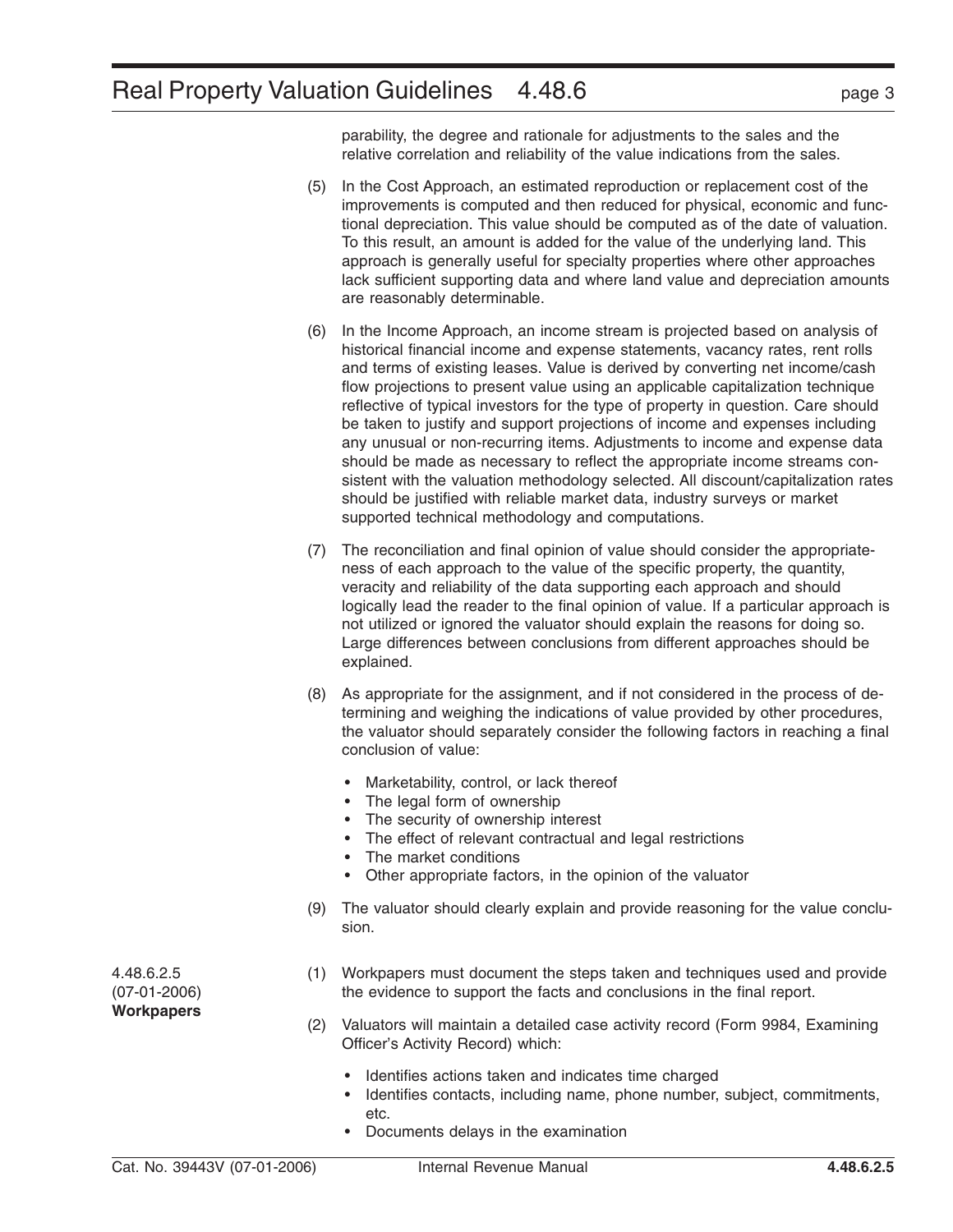parability, the degree and rationale for adjustments to the sales and the relative correlation and reliability of the value indications from the sales.

(5) In the Cost Approach, an estimated reproduction or replacement cost of the improvements is computed and then reduced for physical, economic and functional depreciation. This value should be computed as of the date of valuation. To this result, an amount is added for the value of the underlying land. This approach is generally useful for specialty properties where other approaches lack sufficient supporting data and where land value and depreciation amounts are reasonably determinable.

(6) In the Income Approach, an income stream is projected based on analysis of historical financial income and expense statements, vacancy rates, rent rolls and terms of existing leases. Value is derived by converting net income/cash flow projections to present value using an applicable capitalization technique reflective of typical investors for the type of property in question. Care should be taken to justify and support projections of income and expenses including any unusual or non-recurring items. Adjustments to income and expense data should be made as necessary to reflect the appropriate income streams consistent with the valuation methodology selected. All discount/capitalization rates should be justified with reliable market data, industry surveys or market supported technical methodology and computations.

(7) The reconciliation and final opinion of value should consider the appropriateness of each approach to the value of the specific property, the quantity, veracity and reliability of the data supporting each approach and should logically lead the reader to the final opinion of value. If a particular approach is not utilized or ignored the valuator should explain the reasons for doing so. Large differences between conclusions from different approaches should be explained.

(8) As appropriate for the assignment, and if not considered in the process of determining and weighing the indications of value provided by other procedures, the valuator should separately consider the following factors in reaching a final conclusion of value:

- Marketability, control, or lack thereof
- The legal form of ownership
- The security of ownership interest
- The effect of relevant contractual and legal restrictions
- The market conditions
- Other appropriate factors, in the opinion of the valuator

(9) The valuator should clearly explain and provide reasoning for the value conclusion.

### 4.48.6.2.5 (07-01-2006) **Workpapers**

(1) Workpapers must document the steps taken and techniques used and provide the evidence to support the facts and conclusions in the final report.

(2) Valuators will maintain a detailed case activity record (Form 9984, Examining Officer's Activity Record) which:

- Identifies actions taken and indicates time charged
- Identifies contacts, including name, phone number, subject, commitments, etc.
- Documents delays in the examination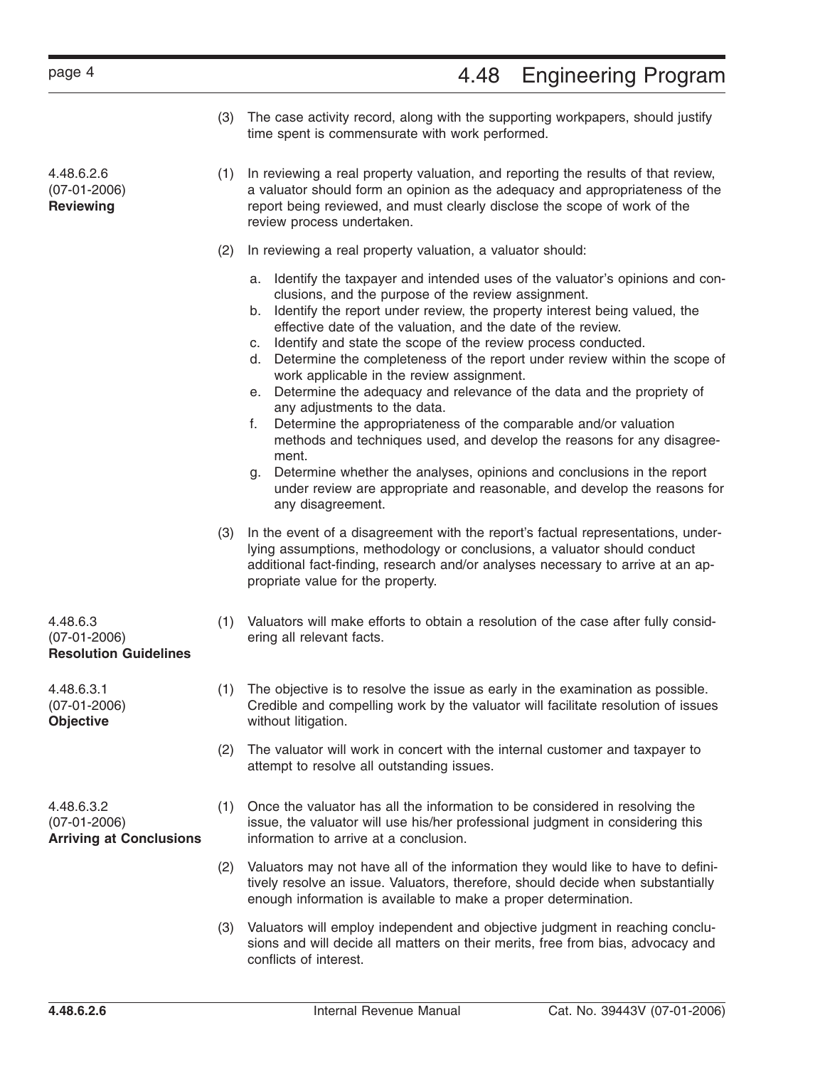(3) The case activity record, along with the supporting workpapers, should justify time spent is commensurate with work performed.

### 4.48.6.2.6 (07-01-2006) **Reviewing**

(1) In reviewing a real property valuation, and reporting the results of that review, a valuator should form an opinion as the adequacy and appropriateness of the report being reviewed, and must clearly disclose the scope of work of the review process undertaken.

(2) In reviewing a real property valuation, a valuator should:

a. Identify the taxpayer and intended uses of the valuator's opinions and conclusions, and the purpose of the review assignment.
b. Identify the report under review, the property interest being valued, the effective date of the valuation, and the date of the review.
c. Identify and state the scope of the review process conducted.
d. Determine the completeness of the report under review within the scope of work applicable in the review assignment.
e. Determine the adequacy and relevance of the data and the propriety of any adjustments to the data.
f. Determine the appropriateness of the comparable and/or valuation methods and techniques used, and develop the reasons for any disagreement.
g. Determine whether the analyses, opinions and conclusions in the report under review are appropriate and reasonable, and develop the reasons for any disagreement.

(3) In the event of a disagreement with the report's factual representations, underlying assumptions, methodology or conclusions, a valuator should conduct additional fact-finding, research and/or analyses necessary to arrive at an appropriate value for the property.

### 4.48.6.3 (07-01-2006) **Resolution Guidelines**

(1) Valuators will make efforts to obtain a resolution of the case after fully considering all relevant facts.

### 4.48.6.3.1 (07-01-2006) **Objective**

(1) The objective is to resolve the issue as early in the examination as possible. Credible and compelling work by the valuator will facilitate resolution of issues without litigation.

(2) The valuator will work in concert with the internal customer and taxpayer to attempt to resolve all outstanding issues.

### 4.48.6.3.2 (07-01-2006) **Arriving at Conclusions**

(1) Once the valuator has all the information to be considered in resolving the issue, the valuator will use his/her professional judgment in considering this information to arrive at a conclusion.

(2) Valuators may not have all of the information they would like to have to definitively resolve an issue. Valuators, therefore, should decide when substantially enough information is available to make a proper determination.

(3) Valuators will employ independent and objective judgment in reaching conclusions and will decide all matters on their merits, free from bias, advocacy and conflicts of interest.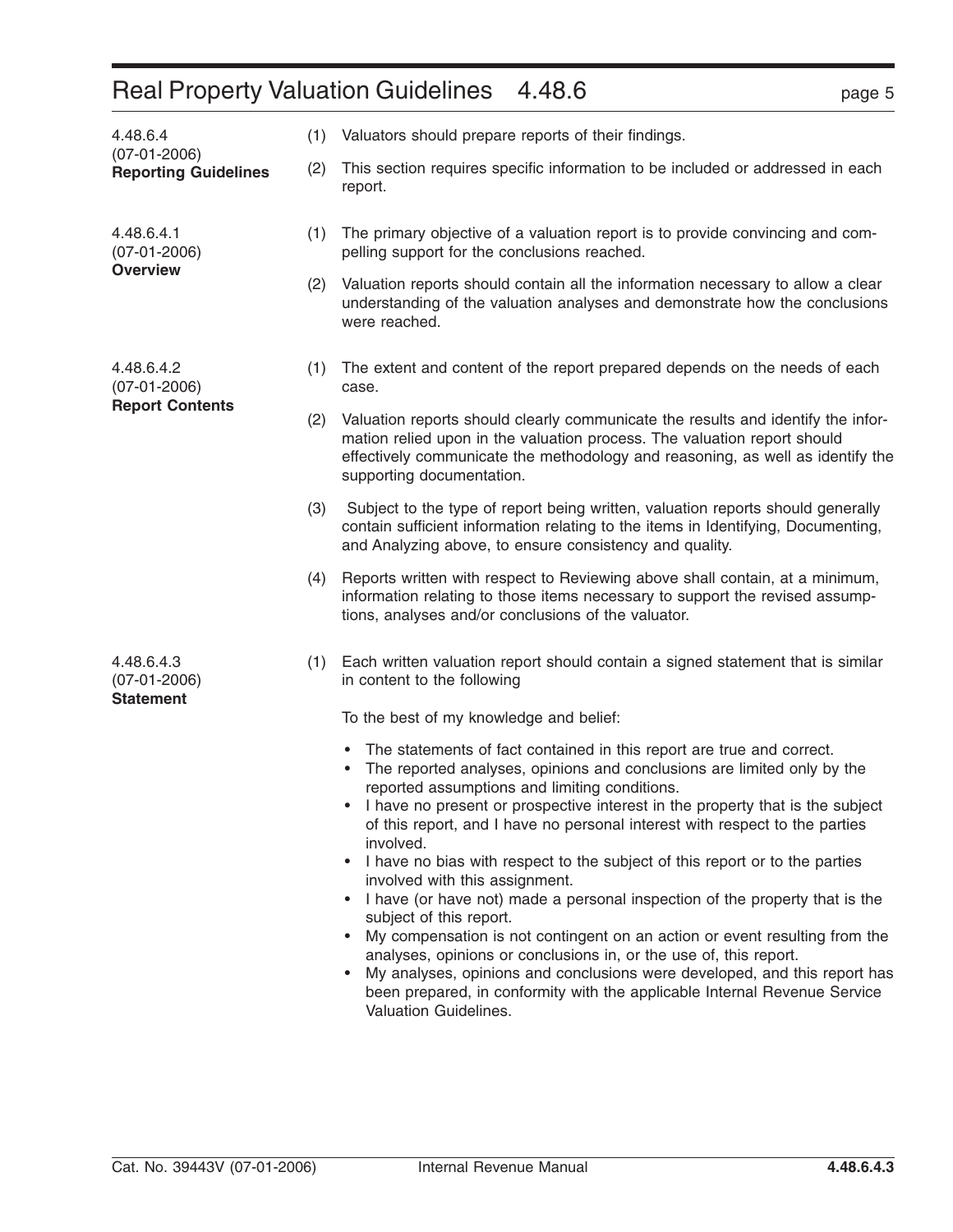## 4.48.6.4 (07-01-2006) Reporting Guidelines

(1) Valuators should prepare reports of their findings.

(2) This section requires specific information to be included or addressed in each report.

### 4.48.6.4.1 (07-01-2006) Overview

(1) The primary objective of a valuation report is to provide convincing and compelling support for the conclusions reached.

(2) Valuation reports should contain all the information necessary to allow a clear understanding of the valuation analyses and demonstrate how the conclusions were reached.

### 4.48.6.4.2 (07-01-2006) Report Contents

(1) The extent and content of the report prepared depends on the needs of each case.

(2) Valuation reports should clearly communicate the results and identify the information relied upon in the valuation process. The valuation report should effectively communicate the methodology and reasoning, as well as identify the supporting documentation.

(3) Subject to the type of report being written, valuation reports should generally contain sufficient information relating to the items in Identifying, Documenting, and Analyzing above, to ensure consistency and quality.

(4) Reports written with respect to Reviewing above shall contain, at a minimum, information relating to those items necessary to support the revised assumptions, analyses and/or conclusions of the valuator.

### 4.48.6.4.3 (07-01-2006) Statement

(1) Each written valuation report should contain a signed statement that is similar in content to the following

To the best of my knowledge and belief:

- The statements of fact contained in this report are true and correct.
- The reported analyses, opinions and conclusions are limited only by the reported assumptions and limiting conditions.
- I have no present or prospective interest in the property that is the subject of this report, and I have no personal interest with respect to the parties involved.
- I have no bias with respect to the subject of this report or to the parties involved with this assignment.
- I have (or have not) made a personal inspection of the property that is the subject of this report.
- My compensation is not contingent on an action or event resulting from the analyses, opinions or conclusions in, or the use of, this report.
- My analyses, opinions and conclusions were developed, and this report has been prepared, in conformity with the applicable Internal Revenue Service Valuation Guidelines.